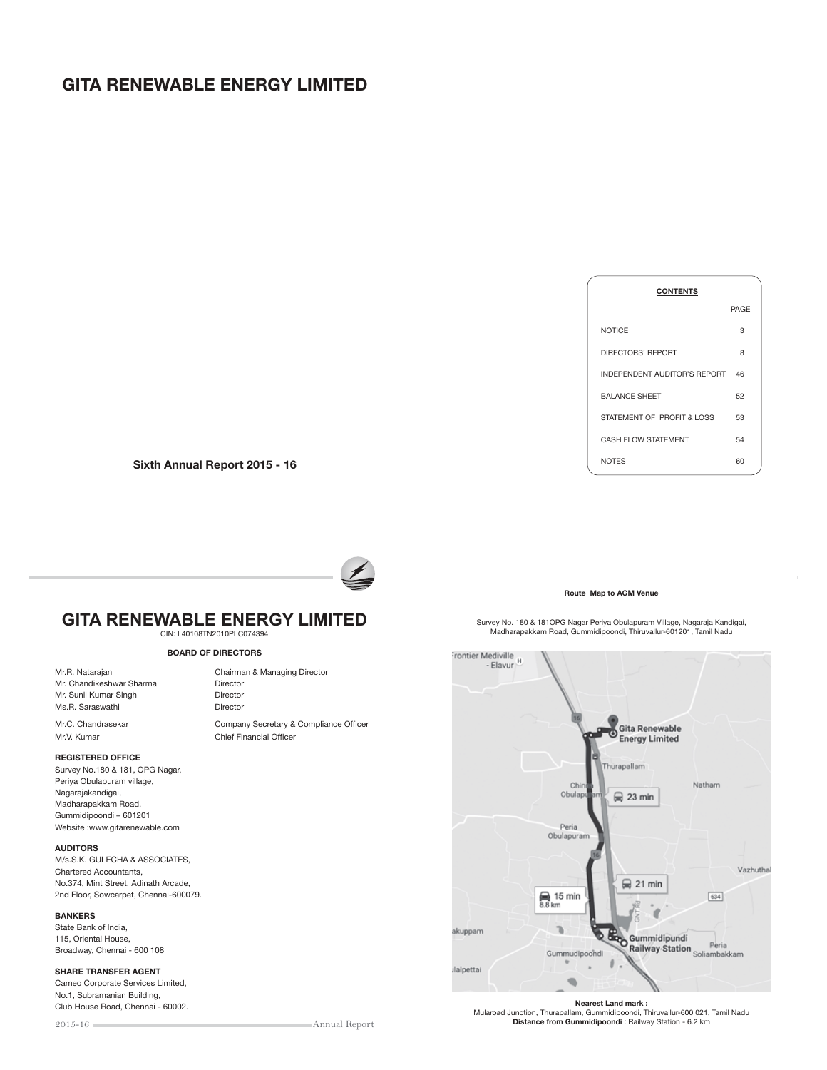# GITA RENEWABLE ENERGY LIMITED

**Sixth Annual Report 2015 - 16**

**CONTENTS**

| | PAGE |
|---|---|
| NOTICE | 3 |
| DIRECTORS' REPORT | 8 |
| INDEPENDENT AUDITOR'S REPORT | 46 |
| BALANCE SHEET | 52 |
| STATEMENT OF PROFIT & LOSS | 53 |
| CASH FLOW STATEMENT | 54 |
| NOTES | 60 |

# GITA RENEWABLE ENERGY LIMITED

CIN: L40108TN2010PLC074394

**BOARD OF DIRECTORS**

| | |
|---|---|
| Mr.R. Natarajan | Chairman & Managing Director |
| Mr. Chandikeshwar Sharma | Director |
| Mr. Sunil Kumar Singh | Director |
| Ms.R. Saraswathi | Director |
| Mr.C. Chandrasekar | Company Secretary & Compliance Officer |
| Mr.V. Kumar | Chief Financial Officer |

**REGISTERED OFFICE**

Survey No.180 & 181, OPG Nagar,
Periya Obulapuram village,
Nagarajakandigai,
Madharapakkam Road,
Gummidipoondi – 601201
Website :www.gitarenewable.com

**AUDITORS**

M/s.S.K. GULECHA & ASSOCIATES,
Chartered Accountants,
No.374, Mint Street, Adinath Arcade,
2nd Floor, Sowcarpet, Chennai-600079.

**BANKERS**

State Bank of India,
115, Oriental House,
Broadway, Chennai - 600 108

**SHARE TRANSFER AGENT**

Cameo Corporate Services Limited,
No.1, Subramanian Building,
Club House Road, Chennai - 60002.

**Route Map to AGM Venue**

Survey No. 180 & 181OPG Nagar Periya Obulapuram Village, Nagaraja Kandigai, Madharapakkam Road, Gummidipoondi, Thiruvallur-601201, Tamil Nadu

**Nearest Land mark :**
Mularoad Junction, Thurapallam, Gummidipoondi, Thiruvallur-600 021, Tamil Nadu
**Distance from Gummidipoondi** : Railway Station - 6.2 km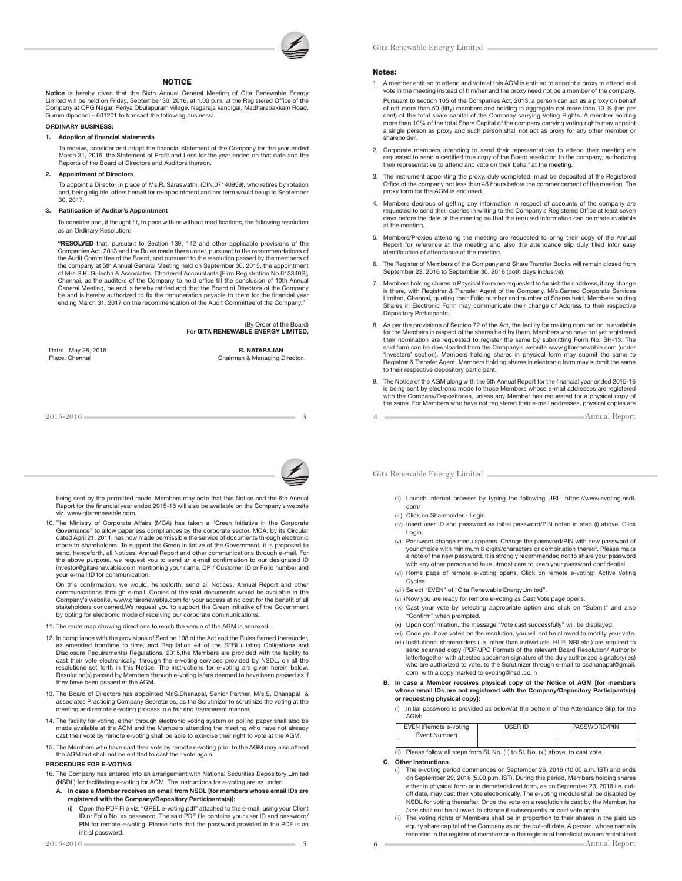## NOTICE

**Notice** is hereby given that the Sixth Annual General Meeting of Gita Renewable Energy Limited will be held on Friday, September 30, 2016, at 1.00 p.m. at the Registered Office of the Company at OPG Nagar, Periya Obulapuram village, Nagaraja kandigai, Madharapakkam Road, Gummidipoondi – 601201 to transact the following business:

### ORDINARY BUSINESS:

**1. Adoption of financial statements**

To receive, consider and adopt the financial statement of the Company for the year ended March 31, 2016, the Statement of Profit and Loss for the year ended on that date and the Reports of the Board of Directors and Auditors thereon.

**2. Appointment of Directors**

To appoint a Director in place of Ms.R. Saraswathi, (DIN:07140959), who retires by rotation and, being eligible, offers herself for re-appointment and her term would be up to September 30, 2017.

**3. Ratification of Auditor's Appointment**

To consider and, if thought fit, to pass with or without modifications, the following resolution as an Ordinary Resolution:

**"RESOLVED** that, pursuant to Section 139, 142 and other applicable provisions of the Companies Act, 2013 and the Rules made there under, pursuant to the recommendations of the Audit Committee of the Board, and pursuant to the resolution passed by the members of the company at 5th Annual General Meeting held on September 30, 2015, the appointment of M/s.S.K. Gulecha & Associates, Chartered Accountants [Firm Registration No.013340S], Chennai, as the auditors of the Company to hold office till the conclusion of 10th Annual General Meeting, be and is hereby ratified and that the Board of Directors of the Company be and is hereby authorized to fix the remuneration payable to them for the financial year ending March 31, 2017 on the recommendation of the Audit Committee of the Company."

(By Order of the Board)
For **GITA RENEWABLE ENERGY LIMITED,**

Date: May 28, 2016
Place: Chennai

**R. NATARAJAN**
Chairman & Managing Director.

### Notes:

1. A member entitled to attend and vote at this AGM is entitled to appoint a proxy to attend and vote in the meeting instead of him/her and the proxy need not be a member of the company.

   Pursuant to section 105 of the Companies Act, 2013, a person can act as a proxy on behalf of not more than 50 (fifty) members and holding in aggregate not more than 10 % (ten per cent) of the total share capital of the Company carrying Voting Rights. A member holding more than 10% of the total Share Capital of the company carrying voting rights may appoint a single person as proxy and such person shall not act as proxy for any other member or shareholder.

2. Corporate members intending to send their representatives to attend their meeting are requested to send a certified true copy of the Board resolution to the company, authorizing their representative to attend and vote on their behalf at the meeting.

3. The instrument appointing the proxy, duly completed, must be deposited at the Registered Office of the company not less than 48 hours before the commencement of the meeting. The proxy form for the AGM is enclosed.

4. Members desirous of getting any information in respect of accounts of the company are requested to send their queries in writing to the Company's Registered Office at least seven days before the date of the meeting so that the required information can be made available at the meeting.

5. Members/Proxies attending the meeting are requested to bring their copy of the Annual Report for reference at the meeting and also the attendance slip duly filled infor easy identification of attendance at the meeting.

6. The Register of Members of the Company and Share Transfer Books will remain closed from September 23, 2016 to September 30, 2016 (both days inclusive).

7. Members holding shares in Physical Form are requested to furnish their address, if any change is there, with Registrar & Transfer Agent of the Company, M/s.Cameo Corporate Services Limited, Chennai, quoting their Folio number and number of Shares held. Members holding Shares in Electronic Form may communicate their change of Address to their respective Depository Participants.

8. As per the provisions of Section 72 of the Act, the facility for making nomination is available for the Members in respect of the shares held by them. Members who have not yet registered their nomination are requested to register the same by submitting Form No. SH-13. The said form can be downloaded from the Company's website www.gitarenewable.com (under 'Investors' section). Members holding shares in physical form may submit the same to Registrar & Transfer Agent. Members holding shares in electronic form may submit the same to their respective depository participant.

9. The Notice of the AGM along with the 6th Annual Report for the financial year ended 2015-16 is being sent by electronic mode to those Members whose e-mail addresses are registered with the Company/Depositories, unless any Member has requested for a physical copy of the same. For Members who have not registered their e-mail addresses, physical copies are being sent by the permitted mode. Members may note that this Notice and the 6th Annual Report for the financial year ended 2015-16 will also be available on the Company's website viz. www.gitarenewable.com.

10. The Ministry of Corporate Affairs (MCA) has taken a "Green Initiative in the Corporate Governance" to allow paperless compliances by the corporate sector. MCA, by its Circular dated April 21, 2011, has now made permissible the service of documents through electronic mode to shareholders. To support the Green Initiative of the Government, it is proposed to send, henceforth, all Notices, Annual Report and other communications through e-mail. For the above purpose, we request you to send an e-mail confirmation to our designated ID investor@gitarenewable.com mentioning your name, DP / Customer ID or Folio number and your e-mail ID for communication.

    On this confirmation, we would, henceforth, send all Notices, Annual Report and other communications through e-mail. Copies of the said documents would be available in the Company's website, www.gitarenewable.com for your access at no cost for the benefit of all stakeholders concerned.We request you to support the Green Initiative of the Government by opting for electronic mode of receiving our corporate communications.

11. The route map showing directions to reach the venue of the AGM is annexed.

12. In compliance with the provisions of Section 108 of the Act and the Rules framed thereunder, as amended fromtime to time, and Regulation 44 of the SEBI (Listing Obligations and Disclosure Requirements) Regulations, 2015,the Members are provided with the facility to cast their vote electronically, through the e-voting services provided by NSDL, on all the resolutions set forth in this Notice. The instructions for e-voting are given herein below. Resolution(s) passed by Members through e-voting is/are deemed to have been passed as if they have been passed at the AGM.

13. The Board of Directors has appointed Mr.S.Dhanapal, Senior Partner, M/s.S. Dhanapal & associates Practicing Company Secretaries, as the Scrutinizer to scrutinize the voting at the meeting and remote e-voting process in a fair and transparent manner.

14. The facility for voting, either through electronic voting system or polling paper shall also be made available at the AGM and the Members attending the meeting who have not already cast their vote by remote e-voting shall be able to exercise their right to vote at the AGM.

15. The Members who have cast their vote by remote e-voting prior to the AGM may also attend the AGM but shall not be entitled to cast their vote again.

### PROCEDURE FOR E-VOTING

16. The Company has entered into an arrangement with National Securities Depository Limited (NSDL) for facilitating e-voting for AGM. The instructions for e-voting are as under:

    **A. In case a Member receives an email from NSDL [for members whose email IDs are registered with the Company/Depository Participants(s)]:**

    (i) Open the PDF File viz; "GREL e-voting.pdf" attached to the e-mail, using your Client ID or Folio No. as password. The said PDF file contains your user ID and password/ PIN for remote e-voting. Please note that the password provided in the PDF is an initial password.

    (ii) Launch internet browser by typing the following URL: https://www.evoting.nsdl.com/

    (iii) Click on Shareholder - Login

    (iv) Insert user ID and password as initial password/PIN noted in step (i) above. Click Login.

    (v) Password change menu appears. Change the password/PIN with new password of your choice with minimum 8 digits/characters or combination thereof. Please make a note of the new password. It is strongly recommended not to share your password with any other person and take utmost care to keep your password confidential.

    (vi) Home page of remote e-voting opens. Click on remote e-voting: Active Voting Cycles.

    (vii) Select "EVEN" of "Gita Renewable EnergyLimited".

    (viii) Now you are ready for remote e-voting as Cast Vote page opens.

    (ix) Cast your vote by selecting appropriate option and click on "Submit" and also "Confirm" when prompted.

    (x) Upon confirmation, the message "Vote cast successfully" will be displayed.

    (xi) Once you have voted on the resolution, you will not be allowed to modify your vote.

    (xii) Institutional shareholders (i.e. other than individuals, HUF, NRI etc.) are required to send scanned copy (PDF/JPG Format) of the relevant Board Resolution/ Authority lettertogether with attested specimen signature of the duly authorized signatory(ies) who are authorized to vote, to the Scrutinizer through e-mail to csdhanapal@gmail.com with a copy marked to evoting@nsdl.co.in

    **B. In case a Member receives physical copy of the Notice of AGM [for members whose email IDs are not registered with the Company/Depository Participants(s) or requesting physical copy]:**

    (i) Initial password is provided as below/at the bottom of the Attendance Slip for the AGM:

| EVEN (Remote e-voting Event Number) | USER ID | PASSWORD/PIN |
|---|---|---|
| | | |

    (ii) Please follow all steps from Sl. No. (ii) to Sl. No. (xi) above, to cast vote.

    **C. Other Instructions**

    (i) The e-voting period commences on September 26, 2016 (10.00 a.m. IST) and ends on September 29, 2016 (5.00 p.m. IST). During this period, Members holding shares either in physical form or in dematerialized form, as on September 23, 2016 i.e. cut-off date, may cast their vote electronically. The e-voting module shall be disabled by NSDL for voting thereafter. Once the vote on a resolution is cast by the Member, he /she shall not be allowed to change it subsequently or cast vote again

    (ii) The voting rights of Members shall be in proportion to their shares in the paid up equity share capital of the Company as on the cut-off date. A person, whose name is recorded in the register of membersor in the register of beneficial owners maintained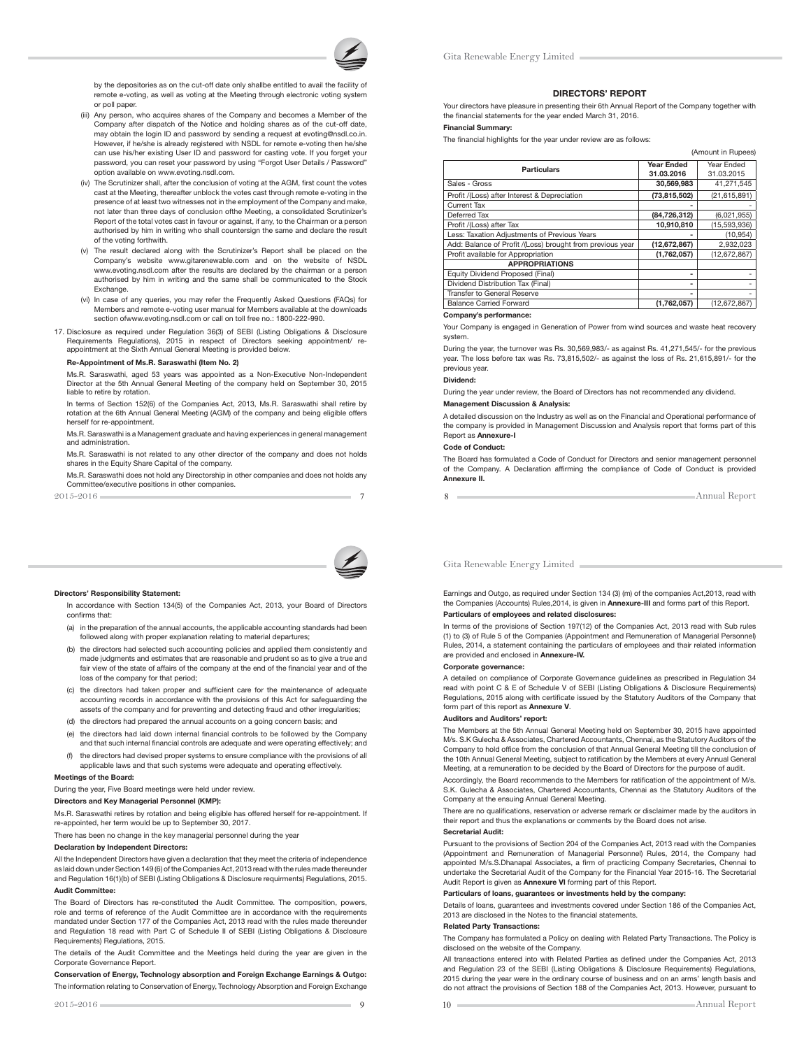by the depositories as on the cut-off date only shallbe entitled to avail the facility of remote e-voting, as well as voting at the Meeting through electronic voting system or poll paper.

(iii) Any person, who acquires shares of the Company and becomes a Member of the Company after dispatch of the Notice and holding shares as of the cut-off date, may obtain the login ID and password by sending a request at evoting@nsdl.co.in. However, if he/she is already registered with NSDL for remote e-voting then he/she can use his/her existing User ID and password for casting vote. If you forget your password, you can reset your password by using "Forgot User Details / Password" option available on www.evoting.nsdl.com.

(iv) The Scrutinizer shall, after the conclusion of voting at the AGM, first count the votes cast at the Meeting, thereafter unblock the votes cast through remote e-voting in the presence of at least two witnesses not in the employment of the Company and make, not later than three days of conclusion ofthe Meeting, a consolidated Scrutinizer's Report of the total votes cast in favour or against, if any, to the Chairman or a person authorised by him in writing who shall countersign the same and declare the result of the voting forthwith.

(v) The result declared along with the Scrutinizer's Report shall be placed on the Company's website www.gitarenewable.com and on the website of NSDL www.evoting.nsdl.com after the results are declared by the chairman or a person authorised by him in writing and the same shall be communicated to the Stock Exchange.

(vi) In case of any queries, you may refer the Frequently Asked Questions (FAQs) for Members and remote e-voting user manual for Members available at the downloads section ofwww.evoting.nsdl.com or call on toll free no.: 1800-222-990.

17. Disclosure as required under Regulation 36(3) of SEBI (Listing Obligations & Disclosure Requirements Regulations), 2015 in respect of Directors seeking appointment/ re-appointment at the Sixth Annual General Meeting is provided below.

**Re-Appointment of Ms.R. Saraswathi (Item No. 2)**

Ms.R. Saraswathi, aged 53 years was appointed as a Non-Executive Non-Independent Director at the 5th Annual General Meeting of the company held on September 30, 2015 liable to retire by rotation.

In terms of Section 152(6) of the Companies Act, 2013, Ms.R. Saraswathi shall retire by rotation at the 6th Annual General Meeting (AGM) of the company and being eligible offers herself for re-appointment.

Ms.R. Saraswathi is a Management graduate and having experiences in general management and administration.

Ms.R. Saraswathi is not related to any other director of the company and does not holds shares in the Equity Share Capital of the company.

Ms.R. Saraswathi does not hold any Directorship in other companies and does not holds any Committee/executive positions in other companies.

## DIRECTORS' REPORT

Your directors have pleasure in presenting their 6th Annual Report of the Company together with the financial statements for the year ended March 31, 2016.

**Financial Summary:**

The financial highlights for the year under review are as follows:

(Amount in Rupees)

| Particulars | Year Ended 31.03.2016 | Year Ended 31.03.2015 |
|---|---|---|
| Sales - Gross | **30,569,983** | 41,271,545 |
| Profit /(Loss) after Interest & Depreciation | **(73,815,502)** | (21,615,891) |
| Current Tax | - | - |
| Deferred Tax | **(84,726,312)** | (6,021,955) |
| Profit /(Loss) after Tax | **10,910,810** | (15,593,936) |
| Less: Taxation Adjustments of Previous Years | - | (10,954) |
| Add: Balance of Profit /(Loss) brought from previous year | **(12,672,867)** | 2,932,023 |
| Profit available for Appropriation | **(1,762,057)** | (12,672,867) |
| **APPROPRIATIONS** | | |
| Equity Dividend Proposed (Final) | - | - |
| Dividend Distribution Tax (Final) | - | - |
| Transfer to General Reserve | - | - |
| Balance Carried Forward | **(1,762,057)** | (12,672,867) |

**Company's performance:**

Your Company is engaged in Generation of Power from wind sources and waste heat recovery system.

During the year, the turnover was Rs. 30,569,983/- as against Rs. 41,271,545/- for the previous year. The loss before tax was Rs. 73,815,502/- as against the loss of Rs. 21,615,891/- for the previous year.

**Dividend:**

During the year under review, the Board of Directors has not recommended any dividend.

**Management Discussion & Analysis:**

A detailed discussion on the Industry as well as on the Financial and Operational performance of the company is provided in Management Discussion and Analysis report that forms part of this Report as **Annexure-I**

**Code of Conduct:**

The Board has formulated a Code of Conduct for Directors and senior management personnel of the Company. A Declaration affirming the compliance of Code of Conduct is provided **Annexure II.**

**Directors' Responsibility Statement:**

In accordance with Section 134(5) of the Companies Act, 2013, your Board of Directors confirms that:

(a) in the preparation of the annual accounts, the applicable accounting standards had been followed along with proper explanation relating to material departures;

(b) the directors had selected such accounting policies and applied them consistently and made judgments and estimates that are reasonable and prudent so as to give a true and fair view of the state of affairs of the company at the end of the financial year and of the loss of the company for that period;

(c) the directors had taken proper and sufficient care for the maintenance of adequate accounting records in accordance with the provisions of this Act for safeguarding the assets of the company and for preventing and detecting fraud and other irregularities;

(d) the directors had prepared the annual accounts on a going concern basis; and

(e) the directors had laid down internal financial controls to be followed by the Company and that such internal financial controls are adequate and were operating effectively; and

(f) the directors had devised proper systems to ensure compliance with the provisions of all applicable laws and that such systems were adequate and operating effectively.

**Meetings of the Board:**

During the year, Five Board meetings were held under review.

**Directors and Key Managerial Personnel (KMP):**

Ms.R. Saraswathi retires by rotation and being eligible has offered herself for re-appointment. If re-appointed, her term would be up to September 30, 2017.

There has been no change in the key managerial personnel during the year

**Declaration by Independent Directors:**

All the Independent Directors have given a declaration that they meet the criteria of independence as laid down under Section 149 (6) of the Companies Act, 2013 read with the rules made thereunder and Regulation 16(1)(b) of SEBI (Listing Obligations & Disclosure requirments) Regulations, 2015.

**Audit Committee:**

The Board of Directors has re-constituted the Audit Committee. The composition, powers, role and terms of reference of the Audit Committee are in accordance with the requirements mandated under Section 177 of the Companies Act, 2013 read with the rules made thereunder and Regulation 18 read with Part C of Schedule II of SEBI (Listing Obligations & Disclosure Requirements) Regulations, 2015.

The details of the Audit Committee and the Meetings held during the year are given in the Corporate Governance Report.

**Conservation of Energy, Technology absorption and Foreign Exchange Earnings & Outgo:**

The information relating to Conservation of Energy, Technology Absorption and Foreign Exchange Earnings and Outgo, as required under Section 134 (3) (m) of the companies Act,2013, read with the Companies (Accounts) Rules,2014, is given in **Annexure-III** and forms part of this Report.

**Particulars of employees and related disclosures:**

In terms of the provisions of Section 197(12) of the Companies Act, 2013 read with Sub rules (1) to (3) of Rule 5 of the Companies (Appointment and Remuneration of Managerial Personnel) Rules, 2014, a statement containing the particulars of employees and thair related information are provided and enclosed in **Annexure-IV.**

**Corporate governance:**

A detailed on compliance of Corporate Governance guidelines as prescribed in Regulation 34 read with point C & E of Schedule V of SEBI (Listing Obligations & Disclosure Requirements) Regulations, 2015 along with certificate issued by the Statutory Auditors of the Company that form part of this report as **Annexure V**.

**Auditors and Auditors' report:**

The Members at the 5th Annual General Meeting held on September 30, 2015 have appointed M/s. S.K Gulecha & Associates, Chartered Accountants, Chennai, as the Statutory Auditors of the Company to hold office from the conclusion of that Annual General Meeting till the conclusion of the 10th Annual General Meeting, subject to ratification by the Members at every Annual General Meeting, at a remuneration to be decided by the Board of Directors for the purpose of audit.

Accordingly, the Board recommends to the Members for ratification of the appointment of M/s. S.K. Gulecha & Associates, Chartered Accountants, Chennai as the Statutory Auditors of the Company at the ensuing Annual General Meeting.

There are no qualifications, reservation or adverse remark or disclaimer made by the auditors in their report and thus the explanations or comments by the Board does not arise.

**Secretarial Audit:**

Pursuant to the provisions of Section 204 of the Companies Act, 2013 read with the Companies (Appointment and Remuneration of Managerial Personnel) Rules, 2014, the Company had appointed M/s.S.Dhanapal Associates, a firm of practicing Company Secretaries, Chennai to undertake the Secretarial Audit of the Company for the Financial Year 2015-16. The Secretarial Audit Report is given as **Annexure VI** forming part of this Report.

**Particulars of loans, guarantees or investments held by the company:**

Details of loans, guarantees and investments covered under Section 186 of the Companies Act, 2013 are disclosed in the Notes to the financial statements.

**Related Party Transactions:**

The Company has formulated a Policy on dealing with Related Party Transactions. The Policy is disclosed on the website of the Company.

All transactions entered into with Related Parties as defined under the Companies Act, 2013 and Regulation 23 of the SEBI (Listing Obligations & Disclosure Requirements) Regulations, 2015 during the year were in the ordinary course of business and on an arms' length basis and do not attract the provisions of Section 188 of the Companies Act, 2013. However, pursuant to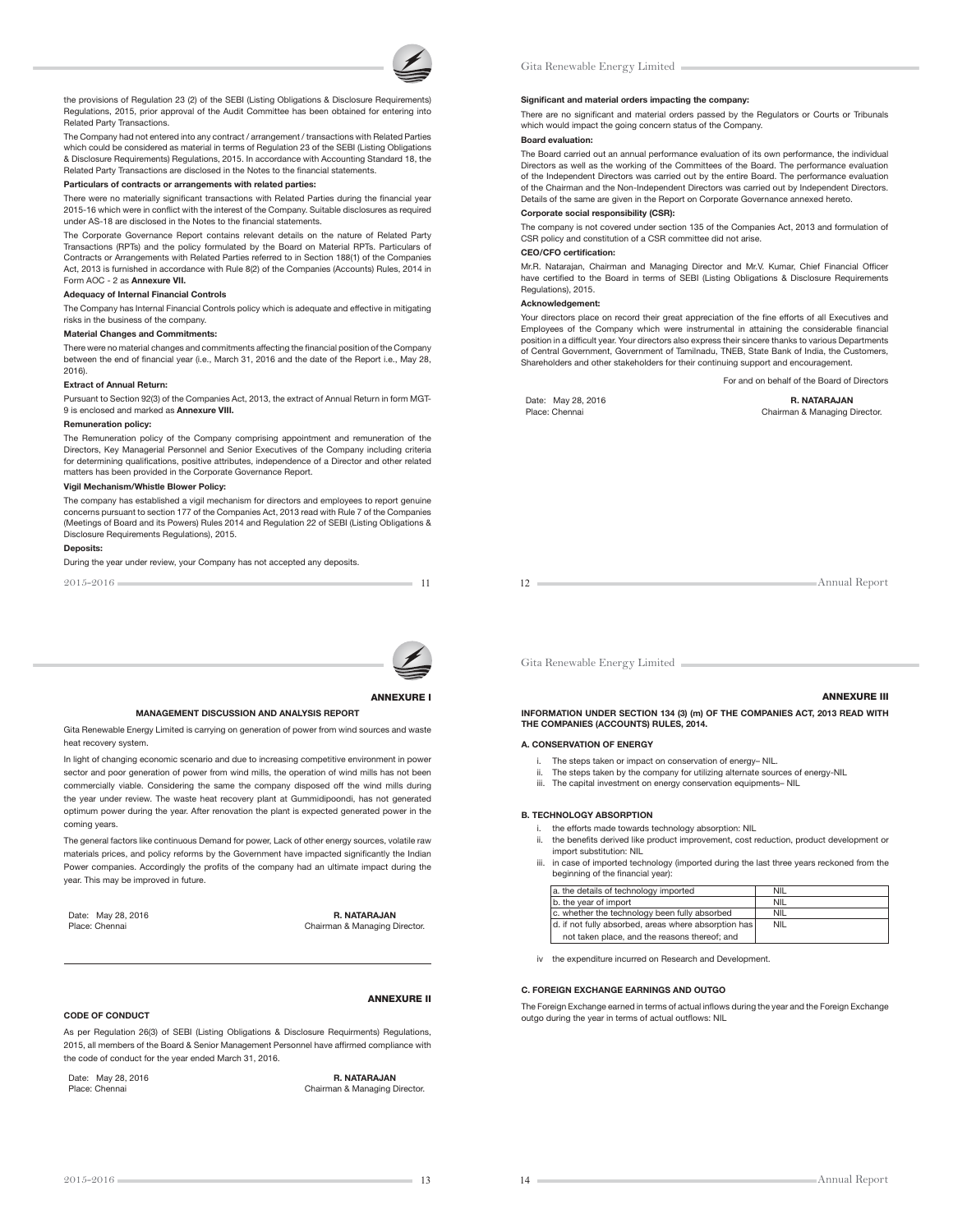the provisions of Regulation 23 (2) of the SEBI (Listing Obligations & Disclosure Requirements) Regulations, 2015, prior approval of the Audit Committee has been obtained for entering into Related Party Transactions.

The Company had not entered into any contract / arrangement / transactions with Related Parties which could be considered as material in terms of Regulation 23 of the SEBI (Listing Obligations & Disclosure Requirements) Regulations, 2015. In accordance with Accounting Standard 18, the Related Party Transactions are disclosed in the Notes to the financial statements.

**Particulars of contracts or arrangements with related parties:**

There were no materially significant transactions with Related Parties during the financial year 2015-16 which were in conflict with the interest of the Company. Suitable disclosures as required under AS-18 are disclosed in the Notes to the financial statements.

The Corporate Governance Report contains relevant details on the nature of Related Party Transactions (RPTs) and the policy formulated by the Board on Material RPTs. Particulars of Contracts or Arrangements with Related Parties referred to in Section 188(1) of the Companies Act, 2013 is furnished in accordance with Rule 8(2) of the Companies (Accounts) Rules, 2014 in Form AOC - 2 as **Annexure VII.**

**Adequacy of Internal Financial Controls**

The Company has Internal Financial Controls policy which is adequate and effective in mitigating risks in the business of the company.

**Material Changes and Commitments:**

There were no material changes and commitments affecting the financial position of the Company between the end of financial year (i.e., March 31, 2016 and the date of the Report i.e., May 28, 2016).

**Extract of Annual Return:**

Pursuant to Section 92(3) of the Companies Act, 2013, the extract of Annual Return in form MGT-9 is enclosed and marked as **Annexure VIII.**

**Remuneration policy:**

The Remuneration policy of the Company comprising appointment and remuneration of the Directors, Key Managerial Personnel and Senior Executives of the Company including criteria for determining qualifications, positive attributes, independence of a Director and other related matters has been provided in the Corporate Governance Report.

**Vigil Mechanism/Whistle Blower Policy:**

The company has established a vigil mechanism for directors and employees to report genuine concerns pursuant to section 177 of the Companies Act, 2013 read with Rule 7 of the Companies (Meetings of Board and its Powers) Rules 2014 and Regulation 22 of SEBI (Listing Obligations & Disclosure Requirements Regulations), 2015.

**Deposits:**

During the year under review, your Company has not accepted any deposits.

**Significant and material orders impacting the company:**

There are no significant and material orders passed by the Regulators or Courts or Tribunals which would impact the going concern status of the Company.

**Board evaluation:**

The Board carried out an annual performance evaluation of its own performance, the individual Directors as well as the working of the Committees of the Board. The performance evaluation of the Independent Directors was carried out by the entire Board. The performance evaluation of the Chairman and the Non-Independent Directors was carried out by Independent Directors. Details of the same are given in the Report on Corporate Governance annexed hereto.

**Corporate social responsibility (CSR):**

The company is not covered under section 135 of the Companies Act, 2013 and formulation of CSR policy and constitution of a CSR committee did not arise.

**CEO/CFO certification:**

Mr.R. Natarajan, Chairman and Managing Director and Mr.V. Kumar, Chief Financial Officer have certified to the Board in terms of SEBI (Listing Obligations & Disclosure Requirements Regulations), 2015.

**Acknowledgement:**

Your directors place on record their great appreciation of the fine efforts of all Executives and Employees of the Company which were instrumental in attaining the considerable financial position in a difficult year. Your directors also express their sincere thanks to various Departments of Central Government, Government of Tamilnadu, TNEB, State Bank of India, the Customers, Shareholders and other stakeholders for their continuing support and encouragement.

For and on behalf of the Board of Directors

Date: May 28, 2016
Place: Chennai

**R. NATARAJAN**
Chairman & Managing Director.

**ANNEXURE I**

**MANAGEMENT DISCUSSION AND ANALYSIS REPORT**

Gita Renewable Energy Limited is carrying on generation of power from wind sources and waste heat recovery system.

In light of changing economic scenario and due to increasing competitive environment in power sector and poor generation of power from wind mills, the operation of wind mills has not been commercially viable. Considering the same the company disposed off the wind mills during the year under review. The waste heat recovery plant at Gummidipoondi, has not generated optimum power during the year. After renovation the plant is expected generated power in the coming years.

The general factors like continuous Demand for power, Lack of other energy sources, volatile raw materials prices, and policy reforms by the Government have impacted significantly the Indian Power companies. Accordingly the profits of the company had an ultimate impact during the year. This may be improved in future.

Date: May 28, 2016
Place: Chennai

**R. NATARAJAN**
Chairman & Managing Director.

**ANNEXURE II**

**CODE OF CONDUCT**

As per Regulation 26(3) of SEBI (Listing Obligations & Disclosure Requirments) Regulations, 2015, all members of the Board & Senior Management Personnel have affirmed compliance with the code of conduct for the year ended March 31, 2016.

Date: May 28, 2016
Place: Chennai

**R. NATARAJAN**
Chairman & Managing Director.

**ANNEXURE III**

**INFORMATION UNDER SECTION 134 (3) (m) OF THE COMPANIES ACT, 2013 READ WITH THE COMPANIES (ACCOUNTS) RULES, 2014.**

**A. CONSERVATION OF ENERGY**

i. The steps taken or impact on conservation of energy– NIL.
ii. The steps taken by the company for utilizing alternate sources of energy-NIL
iii. The capital investment on energy conservation equipments– NIL

**B. TECHNOLOGY ABSORPTION**

i. the efforts made towards technology absorption: NIL
ii. the benefits derived like product improvement, cost reduction, product development or import substitution: NIL
iii. in case of imported technology (imported during the last three years reckoned from the beginning of the financial year):

| | |
|---|---|
| a. the details of technology imported | NIL |
| b. the year of import | NIL |
| c. whether the technology been fully absorbed | NIL |
| d. if not fully absorbed, areas where absorption has not taken place, and the reasons thereof; and | NIL |

iv the expenditure incurred on Research and Development.

**C. FOREIGN EXCHANGE EARNINGS AND OUTGO**

The Foreign Exchange earned in terms of actual inflows during the year and the Foreign Exchange outgo during the year in terms of actual outflows: NIL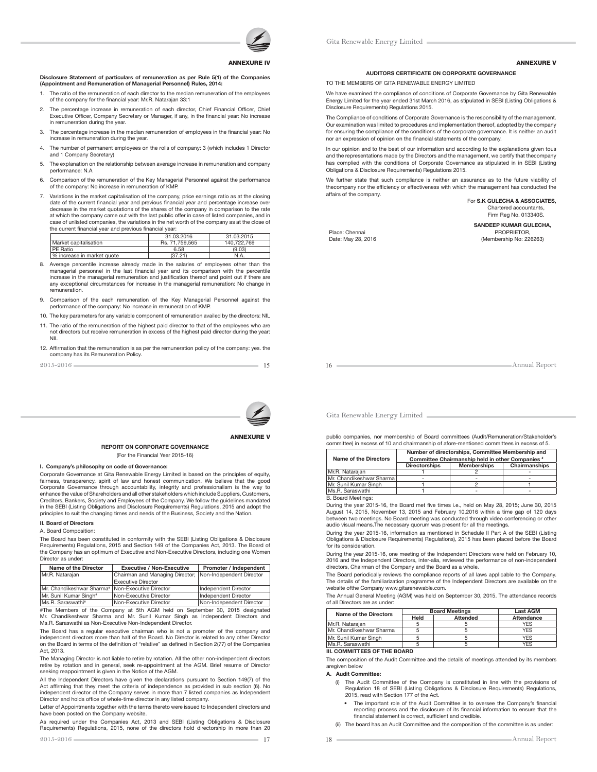## ANNEXURE IV

**Disclosure Statement of particulars of remuneration as per Rule 5(1) of the Companies (Appointment and Remuneration of Managerial Personnel) Rules, 2014:**

1. The ratio of the remuneration of each director to the median remuneration of the employees of the company for the financial year: Mr.R. Natarajan 33:1
2. The percentage increase in remuneration of each director, Chief Financial Officer, Chief Executive Officer, Company Secretary or Manager, if any, in the financial year: No increase in remuneration during the year.
3. The percentage increase in the median remuneration of employees in the financial year: No increase in remuneration during the year.
4. The number of permanent employees on the rolls of company: 3 (which includes 1 Director and 1 Company Secretary)
5. The explanation on the relationship between average increase in remuneration and company performance: N.A
6. Comparison of the remuneration of the Key Managerial Personnel against the performance of the company: No increase in remuneration of KMP.
7. Variations in the market capitalisation of the company, price earnings ratio as at the closing date of the current financial year and previous financial year and percentage increase over decrease in the market quotations of the shares of the company in comparison to the rate at which the company came out with the last public offer in case of listed companies, and in case of unlisted companies, the variations in the net worth of the company as at the close of the current financial year and previous financial year:

| | 31.03.2016 | 31.03.2015 |
|---|---|---|
| Market capitalisation | Rs. 71,759,565 | 140,722,769 |
| PE Ratio | 6.58 | (9.03) |
| % increase in market quote | (37.21) | N.A. |

8. Average percentile increase already made in the salaries of employees other than the managerial personnel in the last financial year and its comparison with the percentile increase in the managerial remuneration and justification thereof and point out if there are any exceptional circumstances for increase in the managerial remuneration: No change in remuneration.
9. Comparison of the each remuneration of the Key Managerial Personnel against the performance of the company: No increase in remuneration of KMP.
10. The key parameters for any variable component of remuneration availed by the directors: NIL
11. The ratio of the remuneration of the highest paid director to that of the employees who are not directors but receive remuneration in excess of the highest paid director during the year: NIL
12. Affirmation that the remuneration is as per the remuneration policy of the company: yes. the company has its Remuneration Policy.

## ANNEXURE V

### AUDITORS CERTIFICATE ON CORPORATE GOVERNANCE

TO THE MEMBERS OF GITA RENEWABLE ENERGY LIMITED

We have examined the compliance of conditions of Corporate Governance by Gita Renewable Energy Limited for the year ended 31st March 2016, as stipulated in SEBI (Listing Obligations & Disclosure Requirements) Regulations 2015.

The Compliance of conditions of Corporate Governance is the responsibility of the management. Our examination was limited to procedures and implementation thereof, adopted by the company for ensuring the compliance of the conditions of the corporate governance. It is neither an audit nor an expression of opinion on the financial statements of the company.

In our opinion and to the best of our information and according to the explanations given tous and the representations made by the Directors and the management, we certify that thecompany has complied with the conditions of Corporate Governance as stipulated in in SEBI (Listing Obligations & Disclosure Requirements) Regulations 2015.

We further state that such compliance is neither an assurance as to the future viability of thecompany nor the efficiency or effectiveness with which the management has conducted the affairs of the company.

For **S.K GULECHA & ASSOCIATES,**
Chartered accountants,
Firm Reg No. 013340S.

**SANDEEP KUMAR GULECHA,**
PROPRIETOR,
(Membership No: 226263)

Place: Chennai
Date: May 28, 2016

## ANNEXURE V

### REPORT ON CORPORATE GOVERNANCE

(For the Financial Year 2015-16)

**I. Company's philosophy on code of Governance:**

Corporate Governance at Gita Renewable Energy Limited is based on the principles of equity, fairness, transparency, spirit of law and honest communication. We believe that the good Corporate Governance through accountability, integrity and professionalism is the way to enhance the value of Shareholders and all other stakeholders which include Suppliers, Customers, Creditors, Bankers, Society and Employees of the Company. We follow the guidelines mandated in the SEBI (Listing Obligations and Disclosure Requirements) Regulations, 2015 and adopt the principles to suit the changing times and needs of the Business, Society and the Nation.

**II. Board of Directors**

A. Board Composition:

The Board has been constituted in conformity with the SEBI (Listing Obligations & Disclosure Requirements) Regulations, 2015 and Section 149 of the Companies Act, 2013. The Board of the Company has an optimum of Executive and Non-Executive Directors, including one Women Director as under:

| Name of the Director | Executive / Non-Executive | Promoter / Independent |
|---|---|---|
| Mr.R. Natarajan | Chairman and Managing Director; Executive Director | Non-Independent Director |
| Mr. Chandikeshwar Sharma# | Non-Executive Director | Independent Director |
| Mr. Sunil Kumar Singh# | Non-Executive Director | Independent Director |
| Ms.R. Saraswathi# | Non-Executive Director | Non-Independent Director |

#The Members of the Company at 5th AGM held on September 30, 2015 designated Mr. Chandikeshwar Sharma and Mr. Sunil Kumar Singh as Independent Directors and Ms.R. Saraswathi as Non-Executive Non-Independent Director.

The Board has a regular executive chairman who is not a promoter of the company and independent directors more than half of the Board. No Director is related to any other Director on the Board in terms of the definition of "relative" as defined in Section 2(77) of the Companies Act, 2013.

The Managing Director is not liable to retire by rotation. All the other non-independent directors retire by rotation and in general, seek re-appointment at the AGM. Brief resume of Director seeking reappointment is given in the Notice of the AGM.

All the Independent Directors have given the declarations pursuant to Section 149(7) of the Act affirming that they meet the criteria of independence as provided in sub section (6). No independent director of the Company serves in more than 7 listed companies as Independent Director and holds office of whole-time director in any listed company.

Letter of Appointments together with the terms thereto were issued to Independent directors and have been posted on the Company website.

As required under the Companies Act, 2013 and SEBI (Listing Obligations & Disclosure Requirements) Regulations, 2015, none of the directors hold directorship in more than 20 public companies, nor membership of Board committees (Audit/Remuneration/Stakeholder's committee) in excess of 10 and chairmanship of afore-mentioned committees in excess of 5.

| Name of the Directors | Number of directorships, Committee Membership and Committee Chairmanship held in other Companies # | | |
|---|---|---|---|
| | Directorships | Memberships | Chairmanships |
| Mr.R. Natarajan | 1 | 2 | - |
| Mr. Chandikeshwar Sharma | - | - | - |
| Mr. Sunil Kumar Singh | 1 | 2 | 1 |
| Ms.R. Saraswathi | 1 | - | - |

B. Board Meetings:

During the year 2015-16, the Board met five times i.e., held on May 28, 2015; June 30, 2015 August 14, 2015, November 13, 2015 and February 10,2016 within a time gap of 120 days between two meetings. No Board meeting was conducted through video conferencing or other audio visual means.The necessary quorum was present for all the meetings.

During the year 2015-16, information as mentioned in Schedule II Part A of the SEBI (Listing Obligations & Disclosure Requirements) Regulations), 2015 has been placed before the Board for its consideration.

During the year 2015-16, one meeting of the Independent Directors were held on February 10, 2016 and the Independent Directors, inter-alia, reviewed the performance of non-independent directors, Chairman of the Company and the Board as a whole.

The Board periodically reviews the compliance reports of all laws applicable to the Company. The details of the familiarization programme of the Independent Directors are available on the website ofthe Company www.gitarenewable.com.

The Annual General Meeting (AGM) was held on September 30, 2015. The attendance records of all Directors are as under:

| Name of the Directors | Board Meetings | | Last AGM |
|---|---|---|---|
| | Held | Attended | Attendance |
| Mr.R. Natarajan | 5 | 5 | YES |
| Mr. Chandikeshwar Sharma | 5 | 5 | YES |
| Mr. Sunil Kumar Singh | 5 | 5 | YES |
| Ms.R. Saraswathi | 5 | 5 | YES |

**III. COMMITTEES OF THE BOARD**

The composition of the Audit Committee and the details of meetings attended by its members aregiven below

**A. Audit Committee:**

(i) The Audit Committee of the Company is constituted in line with the provisions of Regulation 18 of SEBI (Listing Obligations & Disclosure Requirements) Regulations, 2015, read with Section 177 of the Act.

- The important role of the Audit Committee is to oversee the Company's financial reporting process and the disclosure of its financial information to ensure that the financial statement is correct, sufficient and credible.

(ii) The board has an Audit Committee and the composition of the committee is as under: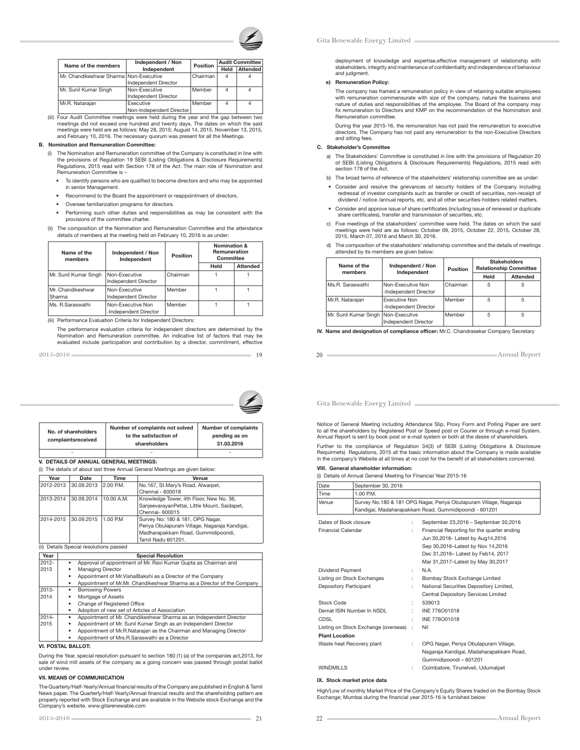| Name of the members | Independent / Non Independent | Position | Audit Committee | |
|---|---|---|---|---|
| | | | Held | Attended |
| Mr. Chandikeshwar Sharma | Non-Executive Independent Director | Chairman | 4 | 4 |
| Mr. Sunil Kumar Singh | Non-Executive Independent Director | Member | 4 | 4 |
| Mr.R. Natarajan | Executive Non-Independent Director | Member | 4 | 4 |

(iii) Four Audit Committee meetings were held during the year and the gap between two meetings did not exceed one hundred and twenty days. The dates on which the said meetings were held are as follows: May 28, 2015; August 14, 2015, November 13, 2015, and February 10, 2016. The necessary quorum was present for all the Meetings.

**B. Nomination and Remuneration Committee:**

(i) The Nomination and Remuneration committee of the Company is constituted in line with the provisions of Regulation 19 SEBI (Listing Obligations & Disclosure Requirements) Regulations, 2015 read with Section 178 of the Act. The main role of Nomination and Remuneration Committee is –

- To identify persons who are qualified to become directors and who may be appointed in senior Management.
- Recommend to the Board the appointment or reappointment of directors.
- Oversee familiarization programs for directors.
- Performing such other duties and responsibilities as may be consistent with the provisions of the committee charter.

(ii) The composition of the Nomination and Remuneration Committee and the attendance details of members at the meeting held on February 10, 2016 is as under:

| Name of the members | Independent / Non Independent | Position | Nomination & Remuneration Committee | |
|---|---|---|---|---|
| | | | Held | Attended |
| Mr. Sunil Kumar Singh | Non-Executive Independent Director | Chairman | 1 | 1 |
| Mr. Chandikeshwar Sharma | Non-Executive Independent Director | Member | 1 | 1 |
| Ms. R.Saraswathi | Non-Executive Non -Independent Director | Member | 1 | 1 |

(iii) Performance Evaluation Criteria for Independent Directors:

The performance evaluation criteria for independent directors are determined by the Nomination and Remuneration committee. An indicative list of factors that may be evaluated include participation and contribution by a director, commitment, effective deployment of knowledge and expertise,effective management of relationship with stakeholders, integrity and maintenance of confidentiality and independence of behaviour and judgment.

**e) Remuneration Policy:**

The company has framed a remuneration policy in view of retaining suitable employees with remuneration commensurate with size of the company, nature the business and nature of duties and responsibilities of the employee. The Board of the company may fix remuneration to Directors and KMP on the recommendation of the Nomination and Remuneration committee.

During the year 2015-16, the remuneration has not paid the remuneration to executive directors. The Company has not paid any remuneration to the non-Executive Directors and sitting fees.

**C. Stakeholder's Committee**

a) The Stakeholders' Committee is constituted in line with the provisions of Regulation 20 of SEBI (Listing Obligations & Disclosure Requirements) Regulations, 2015 read with section 178 of the Act.

b) The broad terms of reference of the stakeholders' relationship committee are as under:

- Consider and resolve the grievances of security holders of the Company including redressal of investor complaints such as transfer or credit of securities, non-receipt of dividend / notice /annual reports, etc. and all other securities-holders related matters.
- Consider and approve issue of share certificates (including issue of renewed or duplicate share certificates), transfer and transmission of securities, etc.

c) Five meetings of the stakeholders' committee were held. The dates on which the said meetings were held are as follows: October 09, 2015, October 22, 2015, October 28, 2015, March 07, 2016 and March 30, 2016.

d) The composition of the stakeholders' relationship committee and the details of meetings attended by its members are given below:

| Name of the members | Independent / Non Independent | Position | Stakeholders Relationship Committee | |
|---|---|---|---|---|
| | | | Held | Attended |
| Ms.R. Saraswathi | Non-Executive Non -Independent Director | Chairman | 5 | 5 |
| Mr.R. Natarajan | Executive Non -Independent Director | Member | 5 | 5 |
| Mr. Sunil Kumar Singh | Non-Executive Independent Director | Member | 5 | 5 |

**IV. Name and designation of compliance officer:** Mr.C. Chandrasekar Company Secretary

| No. of shareholders complaintsreceived | Number of complaints not solved to the satisfaction of shareholders | Number of complaints pending as on 31.03.2016 |
|---|---|---|
| - | - | - |

**V. DETAILS OF ANNUAL GENERAL MEETINGS:**

(i) The details of about last three Annual General Meetings are given below:

| Year | Date | Time | Venue |
|---|---|---|---|
| 2012-2013 | 30.09.2013 | 2.00 P.M. | No.167, St.Mary's Road, Alwarpet, Chennai - 600018 |
| 2013-2014 | 30.09.2014 | 10.00 A.M. | Knowledge Tower, 4th Floor, New No. 36, SanjeevarayanPettai, Little Mount, Saidapet, Chennai- 600015 |
| 2014-2015 | 30.09.2015 | 1.00 P.M | Survey No: 180 & 181, OPG Nagar, Periya Obulapuram Village, Nagaraja Kandigai, Madharapakkam Road, Gummidipoondi, Tamil Nadu 601201. |

(ii) Details Special resolutions passed

| Year | Special Resolution |
|---|---|
| 2012-2013 | • Approval of appointment of Mr. Ravi Kumar Gupta as Chairman and Managing Director<br>• Appointment of Mr.VishalBakshi as a Director of the Company<br>• Appointment of Mr.Mr. Chandikeshwar Sharma as a Director of the Company |
| 2013-2014 | • Borrowing Powers<br>• Mortgage of Assets<br>• Change of Registered Office<br>• Adoption of new set of Articles of Association |
| 2014-2015 | • Appointment of Mr. Chandikeshwar Sharma as an Independent Director<br>• Appointment of Mr. Sunil Kumar Singh as an Independent Director<br>• Appointment of Mr.R.Natarajan as the Chairman and Managing Director<br>• Appointment of Mrs.R.Saraswathi as a Director |

**VI. POSTAL BALLOT:**

During the Year, special resolution pursuant to section 180 (1) (a) of the companies act,2013, for sale of wind mill assets of the company as a going concern was passed through postal ballot under review.

**VII. MEANS OF COMMUNICATION**

The Quarterly/Half-Yearly/Annual financial results of the Company are published in English & Tamil News paper. The Quarterly/Half-Yearly/Annual financial results and the shareholding pattern are properly reported with Stock Exchange and are available in the Website stock Exchange and the Company's website, www.gitarenewable.com

Notice of General Meeting including Attendance Slip, Proxy Form and Polling Paper are sent to all the shareholders by Registered Post or Speed post or Courier or through e-mail System. Annual Report is sent by book post or e-mail system or both at the desire of shareholders.

Further to the compliance of Regulation 34(3) of SEBI (Listing Obligations & Disclosure Requirmets) Regulations, 2015 all the basic information about the Company is made available in the company's Website at all times at no cost for the benefit of all stakeholders concerned.

**VIII. General shareholder information:**

(i) Details of Annual General Meeting for Financial Year 2015-16

| Date | September 30, 2016 |
|---|---|
| Time | 1.00 P.M. |
| Venue | Survey No.180 & 181 OPG Nagar, Periya Obulapuram Village, Nagaraja Kandigai, Madaharapakkam Road, Gummidipoondi - 601201 |

| | | |
|---|---|---|
| Dates of Book closure | : | September 23,2016 – September 30,2016 |
| Financial Calendar | : | Financial Reporting for the quarter ending<br>Jun 30,2016- Latest by Aug14,2016<br>Sep 30,2016–Latest by Nov 14,2016<br>Dec 31,2016– Latest by Feb14, 2017<br>Mar 31,2017–Latest by May 30,2017 |
| Dividend Payment | : | N.A. |
| Listing on Stock Exchanges | : | Bombay Stock Exchange Limited |
| Depository Participant | : | National Securities Depository Limited,<br>Central Depository Services Limited |
| Stock Code | : | 539013 |
| Demat ISIN Number In NSDL | : | INE 776O01018 |
| CDSL | : | INE 776O01018 |
| Listing on Stock Exchange (overseas) | : | Nil |
| **Plant Location** | | |
| Waste heat Recovery plant | : | OPG Nagar, Periya Obulapuram Village, Nagaraja Kandigai, Madaharapakkam Road, Gummidipoondi – 601201 |
| WINDMILLS | : | Coimbatore, Tirunelveli, Udumalpet |

**IX. Stock market price data**

High/Low of monthly Market Price of the Company's Equity Shares traded on the Bombay Stock Exchange; Mumbai during the financial year 2015-16 is furnished below: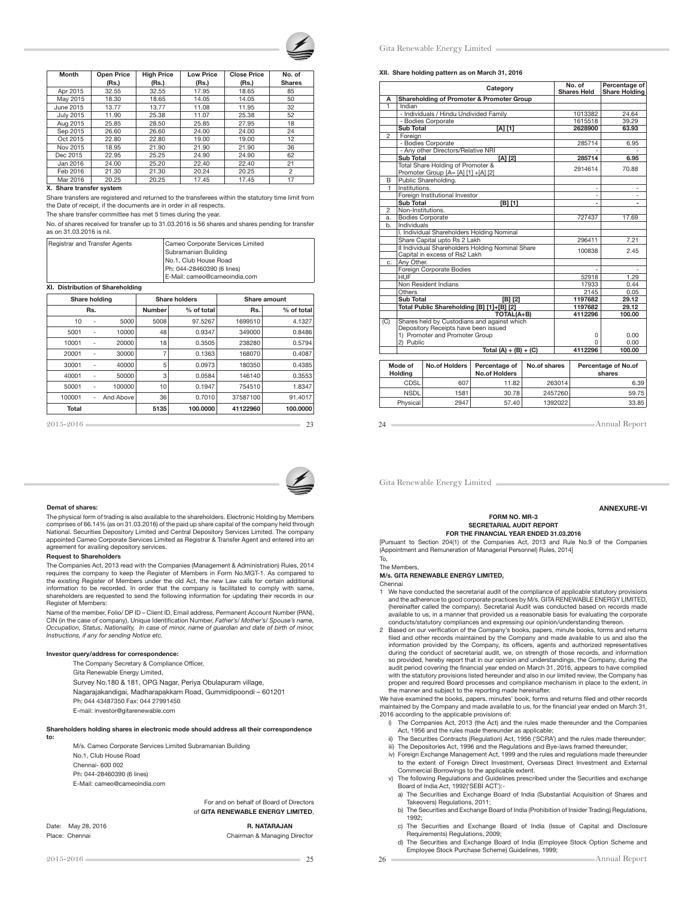| Month | Open Price (Rs.) | High Price (Rs.) | Low Price (Rs.) | Close Price (Rs.) | No. of Shares |
|---|---|---|---|---|---|
| Apr 2015 | 32.55 | 32.55 | 17.95 | 18.65 | 85 |
| May 2015 | 18.30 | 18.65 | 14.05 | 14.05 | 50 |
| June 2015 | 13.77 | 13.77 | 11.08 | 11.95 | 32 |
| July 2015 | 11.90 | 25.38 | 11.07 | 25.38 | 52 |
| Aug 2015 | 25.85 | 28.50 | 25.85 | 27.95 | 18 |
| Sep 2015 | 26.60 | 26.60 | 24.00 | 24.00 | 24 |
| Oct 2015 | 22.80 | 22.80 | 19.00 | 19.00 | 12 |
| Nov 2015 | 18.95 | 21.90 | 21.90 | 21.90 | 36 |
| Dec 2015 | 22.95 | 25.25 | 24.90 | 24.90 | 62 |
| Jan 2016 | 24.00 | 25.20 | 22.40 | 22.40 | 21 |
| Feb 2016 | 21.30 | 21.30 | 20.24 | 20.25 | 2 |
| Mar 2016 | 20.25 | 20.25 | 17.45 | 17.45 | 17 |

**X. Share transfer system**

Share transfers are registered and returned to the transferees within the statutory time limit from the Date of receipt, if the documents are in order in all respects.

The share transfer committee has met 5 times during the year.

No. of shares received for transfer up to 31.03.2016 is 56 shares and shares pending for transfer as on 31.03.2016 is nil.

| Registrar and Transfer Agents | Cameo Corporate Services Limited<br>Subramanian Building<br>No.1, Club House Road<br>Ph: 044-28460390 (6 lines)<br>E-Mail: cameo@cameoindia.com |
|---|---|

**XI. Distribution of Shareholding**

| Share holding | | | Share holders | | Share amount | |
|---|---|---|---|---|---|---|
| Rs. | | | Number | % of total | Rs. | % of total |
| 10 | - | 5000 | 5008 | 97.5267 | 1699510 | 4.1327 |
| 5001 | - | 10000 | 48 | 0.9347 | 349000 | 0.8486 |
| 10001 | - | 20000 | 18 | 0.3505 | 238280 | 0.5794 |
| 20001 | - | 30000 | 7 | 0.1363 | 168070 | 0.4087 |
| 30001 | - | 40000 | 5 | 0.0973 | 180350 | 0.4385 |
| 40001 | - | 50000 | 3 | 0.0584 | 146140 | 0.3553 |
| 50001 | - | 100000 | 10 | 0.1947 | 754510 | 1.8347 |
| 100001 | - | And Above | 36 | 0.7010 | 37587100 | 91.4017 |
| Total | | | 5135 | 100.0000 | 41122960 | 100.0000 |

**XII. Share holding pattern as on March 31, 2016**

| | Category | No. of Shares Held | Percentage of Share Holding |
|---|---|---|---|
| A | Shareholding of Promoter & Promoter Group | | |
| 1 | Indian | | |
| | - Individuals / Hindu Undivided Family | 1013382 | 24.64 |
| | - Bodies Corporate | 1615518 | 39.29 |
| | **Sub Total [A] [1]** | **2628900** | **63.93** |
| 2 | Foreign | | |
| | - Bodies Corporate | 285714 | 6.95 |
| | - Any other Directors/Relative NRI | - | - |
| | **Sub Total [A] [2]** | **285714** | **6.95** |
| | Total Share Holding of Promoter & Promoter Group {A= [A] [1] +[A] [2] | 2914614 | 70.88 |
| B | Public Shareholding. | | |
| 1 | Institutions. | - | - |
| | Foreign Institutional Investor | - | - |
| | **Sub Total [B] [1]** | **-** | **-** |
| 2 | Non-Institutions. | | |
| a. | Bodies Corporate | 727437 | 17.69 |
| b. | Individuals | | |
| | I. Individual Shareholders Holding Nominal Share Capital upto Rs 2 Lakh | 296411 | 7.21 |
| | II Individual Shareholders Holding Nominal Share Capital in excess of Rs2 Lakh | 100838 | 2.45 |
| c. | Any Other. | | |
| | Foreign Corporate Bodies | - | - |
| | HUF | 52918 | 1.29 |
| | Non Resident Indians | 17933 | 0.44 |
| | Others | 2145 | 0.05 |
| | **Sub Total [B] [2]** | **1197682** | **29.12** |
| | **Total Public Shareholding [B] [1]+[B] [2]** | **1197682** | **29.12** |
| | **TOTAL(A+B)** | **4112296** | **100.00** |
| (C) | Shares held by Custodians and against which Depository Receipts have been issued | | |
| | 1) Promoter and Promoter Group | 0 | 0.00 |
| | 2) Public | 0 | 0.00 |
| | **Total (A) + (B) + (C)** | **4112296** | **100.00** |

| Mode of Holding | No.of Holders | Percentage of No.of Holders | No.of shares | Percentage of No.of shares |
|---|---|---|---|---|
| CDSL | 607 | 11.82 | 263014 | 6.39 |
| NSDL | 1581 | 30.78 | 2457260 | 59.75 |
| Physical | 2947 | 57.40 | 1392022 | 33.85 |

**Demat of shares:**

The physical form of trading is also available to the shareholders. Electronic Holding by Members comprises of 66.14% (as on 31.03.2016) of the paid up share capital of the company held through National. Securities Depository Limited and Central Depository Services Limited. The company appointed Cameo Corporate Services Limited as Registrar & Transfer Agent and entered into an agreement for availing depository services.

**Request to Shareholders**

The Companies Act, 2013 read with the Companies (Management & Administration) Rules, 2014 requires the company to keep the Register of Members in Form No.MGT-1. As compared to the existing Register of Members under the old Act, the new Law calls for certain additional information to be recorded. In order that the company is facilitated to comply with same, shareholders are requested to send the following information for updating their records in our Register of Members:

Name of the member, Folio/ DP ID – Client ID, Email address, Permanent Account Number (PAN), CIN (in the case of company), Unique Identification Number, *Father's/ Mother's/ Spouse's name, Occupation, Status, Nationality, In case of minor, name of guardian and date of birth of minor, Instructions, if any for sending Notice etc.*

**Investor query/address for correspondence:**

The Company Secretary & Compliance Officer,
Gita Renewable Energy Limited,
Survey No.180 & 181, OPG Nagar, Periya Obulapuram village,
Nagarajakandigai, Madharapakkam Road, Gummidipoondi – 601201
Ph: 044 43487350 Fax: 044 27991450
E-mail: investor@gitarenewable.com

**Shareholders holding shares in electronic mode should address all their correspondence to:**

M/s. Cameo Corporate Services Limited Subramanian Building
No.1, Club House Road
Chennai- 600 002
Ph: 044-28460390 (6 lines)
E-Mail: cameo@cameoindia.com

For and on behalf of Board of Directors
of **GITA RENEWABLE ENERGY LIMITED**,

Date: May 28, 2016
Place: Chennai

**R. NATARAJAN**
Chairman & Managing Director

**ANNEXURE-VI**

**FORM NO. MR-3**
**SECRETARIAL AUDIT REPORT**
**FOR THE FINANCIAL YEAR ENDED 31.03.2016**

[Pursuant to Section 204(1) of the Companies Act, 2013 and Rule No.9 of the Companies (Appointment and Remuneration of Managerial Personnel) Rules, 2014]

To,
The Members,
**M/s. GITA RENEWABLE ENERGY LIMITED,**
Chennai

1 We have conducted the secretarial audit of the compliance of applicable statutory provisions and the adherence to good corporate practices by M/s. GITA RENEWABLE ENERGY LIMITED, (hereinafter called the company). Secretarial Audit was conducted based on records made available to us, in a manner that provided us a reasonable basis for evaluating the corporate conducts/statutory compliances and expressing our opinion/understanding thereon.
2 Based on our verification of the Company's books, papers, minute books, forms and returns filed and other records maintained by the Company and made available to us and also the information provided by the Company, its officers, agents and authorized representatives during the conduct of secretarial audit, we, on strength of those records, and information so provided, hereby report that in our opinion and understandings, the Company, during the audit period covering the financial year ended on March 31, 2016, appears to have complied with the statutory provisions listed hereunder and also in our limited review, the Company has proper and required Board processes and compliance mechanism in place to the extent, in the manner and subject to the reporting made hereinafter.

We have examined the books, papers, minutes' book, forms and returns filed and other records maintained by the Company and made available to us, for the financial year ended on March 31, 2016 according to the applicable provisions of:

i) The Companies Act, 2013 (the Act) and the rules made thereunder and the Companies Act, 1956 and the rules made thereunder as applicable;
ii) The Securities Contracts (Regulation) Act, 1956 ('SCRA') and the rules made thereunder;
iii) The Depositories Act, 1996 and the Regulations and Bye-laws framed thereunder;
iv) Foreign Exchange Management Act, 1999 and the rules and regulations made thereunder to the extent of Foreign Direct Investment, Overseas Direct Investment and External Commercial Borrowings to the applicable extent.
v) The following Regulations and Guidelines prescribed under the Securities and exchange Board of India Act, 1992('SEBI ACT'):-
   a) The Securities and Exchange Board of India (Substantial Acquisition of Shares and Takeovers) Regulations, 2011;
   b) The Securities and Exchange Board of India (Prohibition of Insider Trading) Regulations, 1992;
   c) The Securities and Exchange Board of India (Issue of Capital and Disclosure Requirements) Regulations, 2009;
   d) The Securities and Exchange Board of India (Employee Stock Option Scheme and Employee Stock Purchase Scheme) Guidelines, 1999;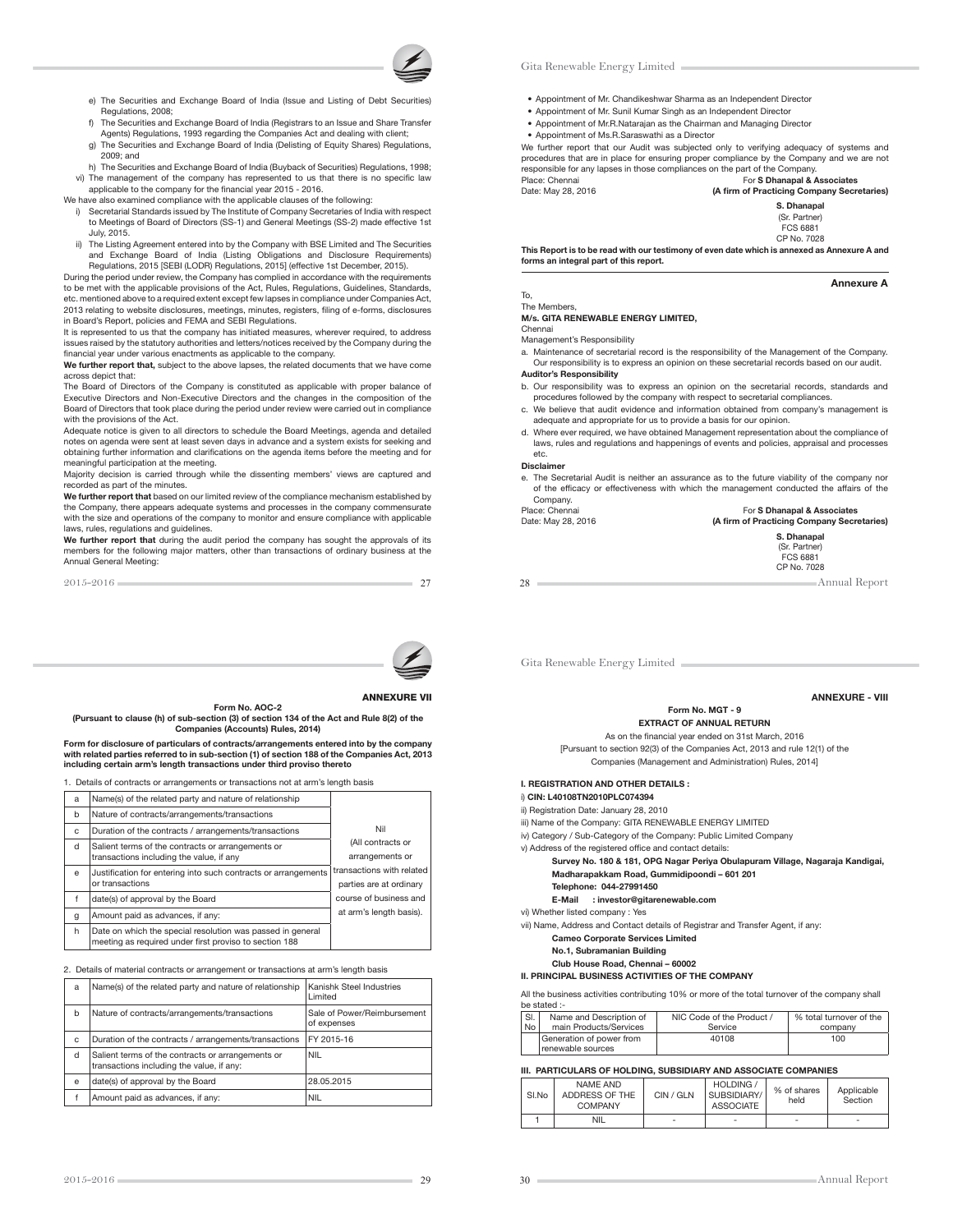e) The Securities and Exchange Board of India (Issue and Listing of Debt Securities) Regulations, 2008;

f) The Securities and Exchange Board of India (Registrars to an Issue and Share Transfer Agents) Regulations, 1993 regarding the Companies Act and dealing with client;

g) The Securities and Exchange Board of India (Delisting of Equity Shares) Regulations, 2009; and

h) The Securities and Exchange Board of India (Buyback of Securities) Regulations, 1998;

vi) The management of the company has represented to us that there is no specific law applicable to the company for the financial year 2015 - 2016.

We have also examined compliance with the applicable clauses of the following:

i) Secretarial Standards issued by The Institute of Company Secretaries of India with respect to Meetings of Board of Directors (SS-1) and General Meetings (SS-2) made effective 1st July, 2015.

ii) The Listing Agreement entered into by the Company with BSE Limited and The Securities and Exchange Board of India (Listing Obligations and Disclosure Requirements) Regulations, 2015 [SEBI (LODR) Regulations, 2015] (effective 1st December, 2015).

During the period under review, the Company has complied in accordance with the requirements to be met with the applicable provisions of the Act, Rules, Regulations, Guidelines, Standards, etc. mentioned above to a required extent except few lapses in compliance under Companies Act, 2013 relating to website disclosures, meetings, minutes, registers, filing of e-forms, disclosures in Board's Report, policies and FEMA and SEBI Regulations.

It is represented to us that the company has initiated measures, wherever required, to address issues raised by the statutory authorities and letters/notices received by the Company during the financial year under various enactments as applicable to the company.

**We further report that,** subject to the above lapses, the related documents that we have come across depict that:

The Board of Directors of the Company is constituted as applicable with proper balance of Executive Directors and Non-Executive Directors and the changes in the composition of the Board of Directors that took place during the period under review were carried out in compliance with the provisions of the Act.

Adequate notice is given to all directors to schedule the Board Meetings, agenda and detailed notes on agenda were sent at least seven days in advance and a system exists for seeking and obtaining further information and clarifications on the agenda items before the meeting and for meaningful participation at the meeting.

Majority decision is carried through while the dissenting members' views are captured and recorded as part of the minutes.

**We further report that** based on our limited review of the compliance mechanism established by the Company, there appears adequate systems and processes in the company commensurate with the size and operations of the company to monitor and ensure compliance with applicable laws, rules, regulations and guidelines.

**We further report that** during the audit period the company has sought the approvals of its members for the following major matters, other than transactions of ordinary business at the Annual General Meeting:

- Appointment of Mr. Chandikeshwar Sharma as an Independent Director
- Appointment of Mr. Sunil Kumar Singh as an Independent Director
- Appointment of Mr.R.Natarajan as the Chairman and Managing Director
- Appointment of Ms.R.Saraswathi as a Director

We further report that our Audit was subjected only to verifying adequacy of systems and procedures that are in place for ensuring proper compliance by the Company and we are not responsible for any lapses in those compliances on the part of the Company.

Place: Chennai
Date: May 28, 2016

For **S Dhanapal & Associates**
**(A firm of Practicing Company Secretaries)**

**S. Dhanapal**
(Sr. Partner)
FCS 6881
CP No. 7028

**This Report is to be read with our testimony of even date which is annexed as Annexure A and forms an integral part of this report.**

## Annexure A

To,
The Members,
**M/s. GITA RENEWABLE ENERGY LIMITED,**
Chennai

Management's Responsibility

a. Maintenance of secretarial record is the responsibility of the Management of the Company. Our responsibility is to express an opinion on these secretarial records based on our audit.

**Auditor's Responsibility**

b. Our responsibility was to express an opinion on the secretarial records, standards and procedures followed by the company with respect to secretarial compliances.

c. We believe that audit evidence and information obtained from company's management is adequate and appropriate for us to provide a basis for our opinion.

d. Where ever required, we have obtained Management representation about the compliance of laws, rules and regulations and happenings of events and policies, appraisal and processes etc.

**Disclaimer**

e. The Secretarial Audit is neither an assurance as to the future viability of the company nor of the efficacy or effectiveness with which the management conducted the affairs of the Company.

Place: Chennai
Date: May 28, 2016

For **S Dhanapal & Associates**
**(A firm of Practicing Company Secretaries)**

**S. Dhanapal**
(Sr. Partner)
FCS 6881
CP No. 7028

## ANNEXURE VII

**Form No. AOC-2**

**(Pursuant to clause (h) of sub-section (3) of section 134 of the Act and Rule 8(2) of the Companies (Accounts) Rules, 2014)**

**Form for disclosure of particulars of contracts/arrangements entered into by the company with related parties referred to in sub-section (1) of section 188 of the Companies Act, 2013 including certain arm's length transactions under third proviso thereto**

1. Details of contracts or arrangements or transactions not at arm's length basis

| | | |
|---|---|---|
| a | Name(s) of the related party and nature of relationship | Nil (All contracts or arrangements or transactions with related parties are at ordinary course of business and at arm's length basis). |
| b | Nature of contracts/arrangements/transactions | |
| c | Duration of the contracts / arrangements/transactions | |
| d | Salient terms of the contracts or arrangements or transactions including the value, if any | |
| e | Justification for entering into such contracts or arrangements or transactions | |
| f | date(s) of approval by the Board | |
| g | Amount paid as advances, if any: | |
| h | Date on which the special resolution was passed in general meeting as required under first proviso to section 188 | |

2. Details of material contracts or arrangement or transactions at arm's length basis

| | | |
|---|---|---|
| a | Name(s) of the related party and nature of relationship | Kanishk Steel Industries Limited |
| b | Nature of contracts/arrangements/transactions | Sale of Power/Reimbursement of expenses |
| c | Duration of the contracts / arrangements/transactions | FY 2015-16 |
| d | Salient terms of the contracts or arrangements or transactions including the value, if any: | NIL |
| e | date(s) of approval by the Board | 28.05.2015 |
| f | Amount paid as advances, if any: | NIL |

## ANNEXURE - VIII

**Form No. MGT - 9**

**EXTRACT OF ANNUAL RETURN**

As on the financial year ended on 31st March, 2016

[Pursuant to section 92(3) of the Companies Act, 2013 and rule 12(1) of the Companies (Management and Administration) Rules, 2014]

**I. REGISTRATION AND OTHER DETAILS :**

i) **CIN: L40108TN2010PLC074394**

ii) Registration Date: January 28, 2010

iii) Name of the Company: GITA RENEWABLE ENERGY LIMITED

iv) Category / Sub-Category of the Company: Public Limited Company

v) Address of the registered office and contact details:

**Survey No. 180 & 181, OPG Nagar Periya Obulapuram Village, Nagaraja Kandigai, Madharapakkam Road, Gummidipoondi – 601 201**
**Telephone: 044-27991450**
**E-Mail : investor@gitarenewable.com**

vi) Whether listed company : Yes

vii) Name, Address and Contact details of Registrar and Transfer Agent, if any:

**Cameo Corporate Services Limited**
**No.1, Subramanian Building**
**Club House Road, Chennai – 60002**

**II. PRINCIPAL BUSINESS ACTIVITIES OF THE COMPANY**

All the business activities contributing 10% or more of the total turnover of the company shall be stated :-

| Sl. No | Name and Description of main Products/Services | NIC Code of the Product / Service | % total turnover of the company |
|---|---|---|---|
| | Generation of power from renewable sources | 40108 | 100 |

**III. PARTICULARS OF HOLDING, SUBSIDIARY AND ASSOCIATE COMPANIES**

| Sl.No | NAME AND ADDRESS OF THE COMPANY | CIN / GLN | HOLDING / SUBSIDIARY/ ASSOCIATE | % of shares held | Applicable Section |
|---|---|---|---|---|---|
| 1 | NIL | - | - | - | - |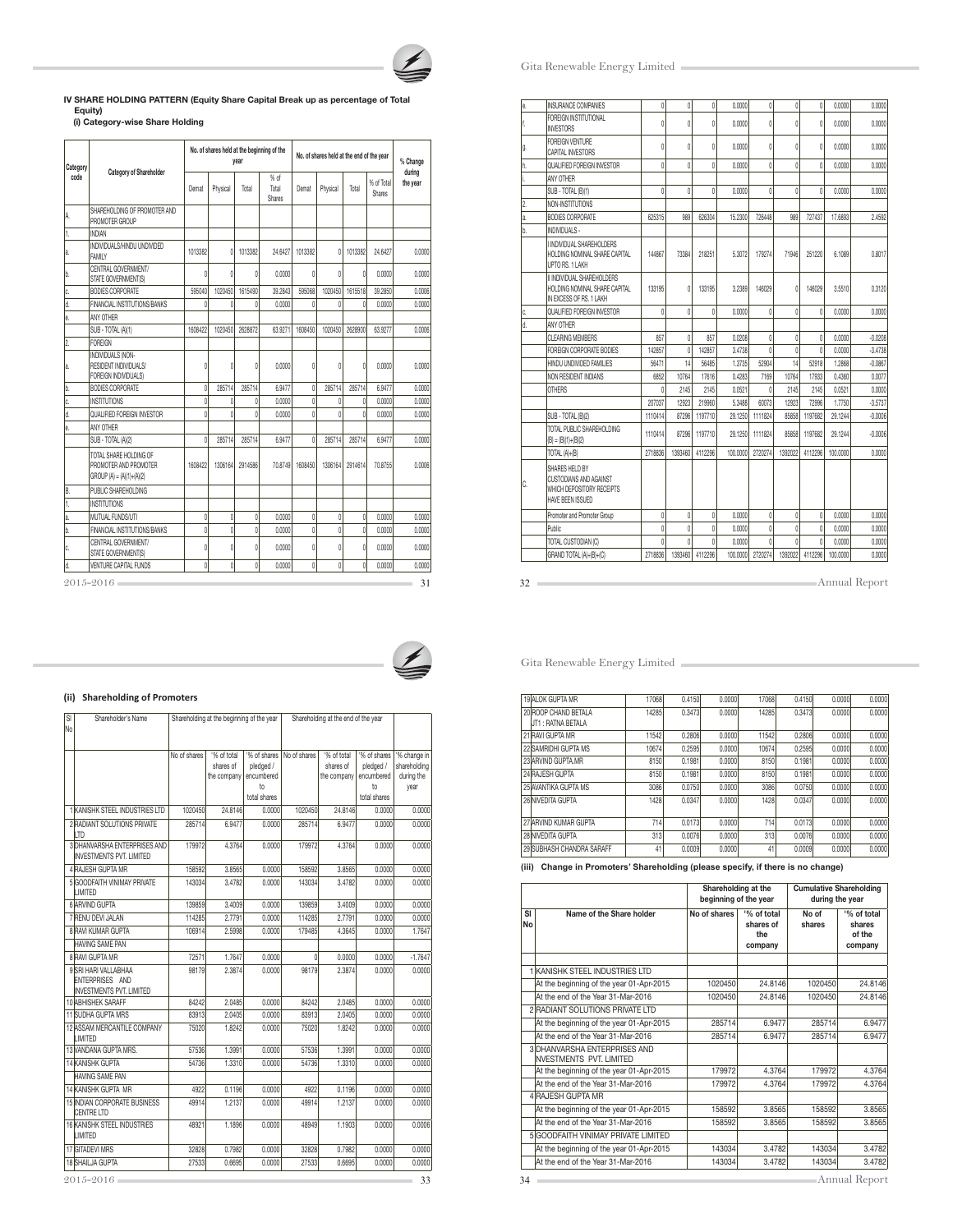## IV SHARE HOLDING PATTERN (Equity Share Capital Break up as percentage of Total Equity)

### (i) Category-wise Share Holding

| Category code | Category of Shareholder | No. of shares held at the beginning of the year | | | | No. of shares held at the end of the year | | | | % Change during the year |
|---|---|---|---|---|---|---|---|---|---|---|
| | | Demat | Physical | Total | % of Total Shares | Demat | Physical | Total | % of Total Shares | |
| A. | SHAREHOLDING OF PROMOTER AND PROMOTER GROUP | | | | | | | | | |
| 1. | INDIAN | | | | | | | | | |
| a. | INDIVIDUALS/HINDU UNDIVIDED FAMILY | 1013382 | 0 | 1013382 | 24.6427 | 1013382 | 0 | 1013382 | 24.6427 | 0.0000 |
| b. | CENTRAL GOVERNMENT/ STATE GOVERNMENT(S) | 0 | 0 | 0 | 0.0000 | 0 | 0 | 0 | 0.0000 | 0.0000 |
| c. | BODIES CORPORATE | 595040 | 1020450 | 1615490 | 39.2843 | 595068 | 1020450 | 1615518 | 39.2850 | 0.0006 |
| d. | FINANCIAL INSTITUTIONS/BANKS | 0 | 0 | 0 | 0.0000 | 0 | 0 | 0 | 0.0000 | 0.0000 |
| e. | ANY OTHER | | | | | | | | | |
| | SUB - TOTAL (A)(1) | 1608422 | 1020450 | 2628872 | 63.9271 | 1608450 | 1020450 | 2628900 | 63.9277 | 0.0006 |
| 2. | FOREIGN | | | | | | | | | |
| a. | INDIVIDUALS (NON-RESIDENT INDIVIDUALS/ FOREIGN INDIVIDUALS) | 0 | 0 | 0 | 0.0000 | 0 | 0 | 0 | 0.0000 | 0.0000 |
| b. | BODIES CORPORATE | 0 | 285714 | 285714 | 6.9477 | 0 | 285714 | 285714 | 6.9477 | 0.0000 |
| c. | INSTITUTIONS | 0 | 0 | 0 | 0.0000 | 0 | 0 | 0 | 0.0000 | 0.0000 |
| d. | QUALIFIED FOREIGN INVESTOR | 0 | 0 | 0 | 0.0000 | 0 | 0 | 0 | 0.0000 | 0.0000 |
| e. | ANY OTHER | | | | | | | | | |
| | SUB - TOTAL (A)(2) | 0 | 285714 | 285714 | 6.9477 | 0 | 285714 | 285714 | 6.9477 | 0.0000 |
| | TOTAL SHARE HOLDING OF PROMOTER AND PROMOTER GROUP (A) = (A)(1)+(A)(2) | 1608422 | 1306164 | 2914586 | 70.8749 | 1608450 | 1306164 | 2914614 | 70.8755 | 0.0006 |
| B. | PUBLIC SHAREHOLDING | | | | | | | | | |
| 1. | INSTITUTIONS | | | | | | | | | |
| a. | MUTUAL FUNDS/UTI | 0 | 0 | 0 | 0.0000 | 0 | 0 | 0 | 0.0000 | 0.0000 |
| b. | FINANCIAL INSTITUTIONS/BANKS | 0 | 0 | 0 | 0.0000 | 0 | 0 | 0 | 0.0000 | 0.0000 |
| c. | CENTRAL GOVERNMENT/ STATE GOVERNMENT(S) | 0 | 0 | 0 | 0.0000 | 0 | 0 | 0 | 0.0000 | 0.0000 |
| d. | VENTURE CAPITAL FUNDS | 0 | 0 | 0 | 0.0000 | 0 | 0 | 0 | 0.0000 | 0.0000 |
| e. | INSURANCE COMPANIES | 0 | 0 | 0 | 0.0000 | 0 | 0 | 0 | 0.0000 | 0.0000 |
| f. | FOREIGN INSTITUTIONAL INVESTORS | 0 | 0 | 0 | 0.0000 | 0 | 0 | 0 | 0.0000 | 0.0000 |
| g. | FOREIGN VENTURE CAPITAL INVESTORS | 0 | 0 | 0 | 0.0000 | 0 | 0 | 0 | 0.0000 | 0.0000 |
| h. | QUALIFIED FOREIGN INVESTOR | 0 | 0 | 0 | 0.0000 | 0 | 0 | 0 | 0.0000 | 0.0000 |
| i. | ANY OTHER | | | | | | | | | |
| | SUB - TOTAL (B)(1) | 0 | 0 | 0 | 0.0000 | 0 | 0 | 0 | 0.0000 | 0.0000 |
| 2. | NON-INSTITUTIONS | | | | | | | | | |
| a. | BODIES CORPORATE | 625315 | 989 | 626304 | 15.2300 | 726448 | 989 | 727437 | 17.6893 | 2.4592 |
| b. | INDIVIDUALS - | | | | | | | | | |
| | I INDIVIDUAL SHAREHOLDERS HOLDING NOMINAL SHARE CAPITAL UPTO RS. 1 LAKH | 144867 | 73384 | 218251 | 5.3072 | 179274 | 71946 | 251220 | 6.1089 | 0.8017 |
| | II INDIVIDUAL SHAREHOLDERS HOLDING NOMINAL SHARE CAPITAL IN EXCESS OF RS. 1 LAKH | 133195 | 0 | 133195 | 3.2389 | 146029 | 0 | 146029 | 3.5510 | 0.3120 |
| c. | QUALIFIED FOREIGN INVESTOR | 0 | 0 | 0 | 0.0000 | 0 | 0 | 0 | 0.0000 | 0.0000 |
| d. | ANY OTHER | | | | | | | | | |
| | CLEARING MEMBERS | 857 | 0 | 857 | 0.0208 | 0 | 0 | 0 | 0.0000 | -0.0208 |
| | FOREIGN CORPORATE BODIES | 142857 | 0 | 142857 | 3.4738 | 0 | 0 | 0 | 0.0000 | -3.4738 |
| | HINDU UNDIVIDED FAMILIES | 56471 | 14 | 56485 | 1.3735 | 52904 | 14 | 52918 | 1.2868 | -0.0867 |
| | NON RESIDENT INDIANS | 6852 | 10764 | 17616 | 0.4283 | 7169 | 10764 | 17933 | 0.4360 | 0.0077 |
| | OTHERS | 0 | 2145 | 2145 | 0.0521 | 0 | 2145 | 2145 | 0.0521 | 0.0000 |
| | | 207037 | 12923 | 219960 | 5.3488 | 60073 | 12923 | 72996 | 1.7750 | -3.5737 |
| | SUB - TOTAL (B)(2) | 1110414 | 87296 | 1197710 | 29.1250 | 1111824 | 85858 | 1197682 | 29.1244 | -0.0006 |
| | TOTAL PUBLIC SHAREHOLDING (B) = (B)(1)+(B)(2) | 1110414 | 87296 | 1197710 | 29.1250 | 1111824 | 85858 | 1197682 | 29.1244 | -0.0006 |
| | TOTAL (A)+(B) | 2718836 | 1393460 | 4112296 | 100.0000 | 2720274 | 1392022 | 4112296 | 100.0000 | 0.0000 |
| C. | SHARES HELD BY CUSTODIANS AND AGAINST WHICH DEPOSITORY RECEIPTS HAVE BEEN ISSUED | | | | | | | | | |
| | Promoter and Promoter Group | 0 | 0 | 0 | 0.0000 | 0 | 0 | 0 | 0.0000 | 0.0000 |
| | Public | 0 | 0 | 0 | 0.0000 | 0 | 0 | 0 | 0.0000 | 0.0000 |
| | TOTAL CUSTODIAN (C) | 0 | 0 | 0 | 0.0000 | 0 | 0 | 0 | 0.0000 | 0.0000 |
| | GRAND TOTAL (A)+(B)+(C) | 2718836 | 1393460 | 4112296 | 100.0000 | 2720274 | 1392022 | 4112296 | 100.0000 | 0.0000 |

### (ii) Shareholding of Promoters

| Sl No | Shareholder's Name | Shareholding at the beginning of the year | | | Shareholding at the end of the year | | | |
|---|---|---|---|---|---|---|---|---|
| | | No of shares | % of total shares of the company | % of shares pledged / encumbered to total shares | No of shares | % of total shares of the company | % of shares pledged / encumbered to total shares | % change in shareholding during the year |
| 1 | KANISHK STEEL INDUSTRIES LTD | 1020450 | 24.8146 | 0.0000 | 1020450 | 24.8146 | 0.0000 | 0.0000 |
| 2 | RADIANT SOLUTIONS PRIVATE LTD | 285714 | 6.9477 | 0.0000 | 285714 | 6.9477 | 0.0000 | 0.0000 |
| 3 | DHANVARSHA ENTERPRISES AND INVESTMENTS PVT. LIMITED | 179972 | 4.3764 | 0.0000 | 179972 | 4.3764 | 0.0000 | 0.0000 |
| 4 | RAJESH GUPTA MR | 158592 | 3.8565 | 0.0000 | 158592 | 3.8565 | 0.0000 | 0.0000 |
| 5 | GOODFAITH VINIMAY PRIVATE LIMITED | 143034 | 3.4782 | 0.0000 | 143034 | 3.4782 | 0.0000 | 0.0000 |
| 6 | ARVIND GUPTA | 139859 | 3.4009 | 0.0000 | 139859 | 3.4009 | 0.0000 | 0.0000 |
| 7 | RENU DEVI JALAN | 114285 | 2.7791 | 0.0000 | 114285 | 2.7791 | 0.0000 | 0.0000 |
| 8 | RAVI KUMAR GUPTA | 106914 | 2.5998 | 0.0000 | 179485 | 4.3645 | 0.0000 | 1.7647 |
| | HAVING SAME PAN | | | | | | | |
| 8 | RAVI GUPTA MR | 72571 | 1.7647 | 0.0000 | 0 | 0.0000 | 0.0000 | -1.7647 |
| 9 | SRI HARI VALLABHAA ENTERPRISES AND INVESTMENTS PVT. LIMITED | 98179 | 2.3874 | 0.0000 | 98179 | 2.3874 | 0.0000 | 0.0000 |
| 10 | ABHISHEK SARAFF | 84242 | 2.0485 | 0.0000 | 84242 | 2.0485 | 0.0000 | 0.0000 |
| 11 | SUDHA GUPTA MRS | 83913 | 2.0405 | 0.0000 | 83913 | 2.0405 | 0.0000 | 0.0000 |
| 12 | ASSAM MERCANTILE COMPANY LIMITED | 75020 | 1.8242 | 0.0000 | 75020 | 1.8242 | 0.0000 | 0.0000 |
| 13 | VANDANA GUPTA MRS. | 57536 | 1.3991 | 0.0000 | 57536 | 1.3991 | 0.0000 | 0.0000 |
| 14 | KANISHK GUPTA | 54736 | 1.3310 | 0.0000 | 54736 | 1.3310 | 0.0000 | 0.0000 |
| | HAVING SAME PAN | | | | | | | |
| 14 | KANISHK GUPTA MR | 4922 | 0.1196 | 0.0000 | 4922 | 0.1196 | 0.0000 | 0.0000 |
| 15 | INDIAN CORPORATE BUSINESS CENTRE LTD | 49914 | 1.2137 | 0.0000 | 49914 | 1.2137 | 0.0000 | 0.0000 |
| 16 | KANISHK STEEL INDUSTRIES LIMITED | 48921 | 1.1896 | 0.0000 | 48949 | 1.1903 | 0.0000 | 0.0006 |
| 17 | GITADEVI MRS | 32828 | 0.7982 | 0.0000 | 32828 | 0.7982 | 0.0000 | 0.0000 |
| 18 | SHAILJA GUPTA | 27533 | 0.6695 | 0.0000 | 27533 | 0.6695 | 0.0000 | 0.0000 |
| 19 | ALOK GUPTA MR | 17068 | 0.4150 | 0.0000 | 17068 | 0.4150 | 0.0000 | 0.0000 |
| 20 | ROOP CHAND BETALA JT1 : RATNA BETALA | 14285 | 0.3473 | 0.0000 | 14285 | 0.3473 | 0.0000 | 0.0000 |
| 21 | RAVI GUPTA MR | 11542 | 0.2806 | 0.0000 | 11542 | 0.2806 | 0.0000 | 0.0000 |
| 22 | SAMRIDHI GUPTA MS | 10674 | 0.2595 | 0.0000 | 10674 | 0.2595 | 0.0000 | 0.0000 |
| 23 | ARVIND GUPTA.MR | 8150 | 0.1981 | 0.0000 | 8150 | 0.1981 | 0.0000 | 0.0000 |
| 24 | RAJESH GUPTA | 8150 | 0.1981 | 0.0000 | 8150 | 0.1981 | 0.0000 | 0.0000 |
| 25 | AVANTIKA GUPTA MS | 3086 | 0.0750 | 0.0000 | 3086 | 0.0750 | 0.0000 | 0.0000 |
| 26 | NIVEDITA GUPTA | 1428 | 0.0347 | 0.0000 | 1428 | 0.0347 | 0.0000 | 0.0000 |
| 27 | ARVIND KUMAR GUPTA | 714 | 0.0173 | 0.0000 | 714 | 0.0173 | 0.0000 | 0.0000 |
| 28 | NIVEDITA GUPTA | 313 | 0.0076 | 0.0000 | 313 | 0.0076 | 0.0000 | 0.0000 |
| 29 | SUBHASH CHANDRA SARAFF | 41 | 0.0009 | 0.0000 | 41 | 0.0009 | 0.0000 | 0.0000 |

### (iii) Change in Promoters' Shareholding (please specify, if there is no change)

| Sl No | Name of the Share holder | Shareholding at the beginning of the year | | Cumulative Shareholding during the year | |
|---|---|---|---|---|---|
| | | No of shares | % of total shares of the company | No of shares | % of total shares of the company |
| 1 | KANISHK STEEL INDUSTRIES LTD | | | | |
| | At the beginning of the year 01-Apr-2015 | 1020450 | 24.8146 | 1020450 | 24.8146 |
| | At the end of the Year 31-Mar-2016 | 1020450 | 24.8146 | 1020450 | 24.8146 |
| 2 | RADIANT SOLUTIONS PRIVATE LTD | | | | |
| | At the beginning of the year 01-Apr-2015 | 285714 | 6.9477 | 285714 | 6.9477 |
| | At the end of the Year 31-Mar-2016 | 285714 | 6.9477 | 285714 | 6.9477 |
| 3 | DHANVARSHA ENTERPRISES AND NVESTMENTS PVT. LIMITED | | | | |
| | At the beginning of the year 01-Apr-2015 | 179972 | 4.3764 | 179972 | 4.3764 |
| | At the end of the Year 31-Mar-2016 | 179972 | 4.3764 | 179972 | 4.3764 |
| 4 | RAJESH GUPTA MR | | | | |
| | At the beginning of the year 01-Apr-2015 | 158592 | 3.8565 | 158592 | 3.8565 |
| | At the end of the Year 31-Mar-2016 | 158592 | 3.8565 | 158592 | 3.8565 |
| 5 | GOODFAITH VINIMAY PRIVATE LIMITED | | | | |
| | At the beginning of the year 01-Apr-2015 | 143034 | 3.4782 | 143034 | 3.4782 |
| | At the end of the Year 31-Mar-2016 | 143034 | 3.4782 | 143034 | 3.4782 |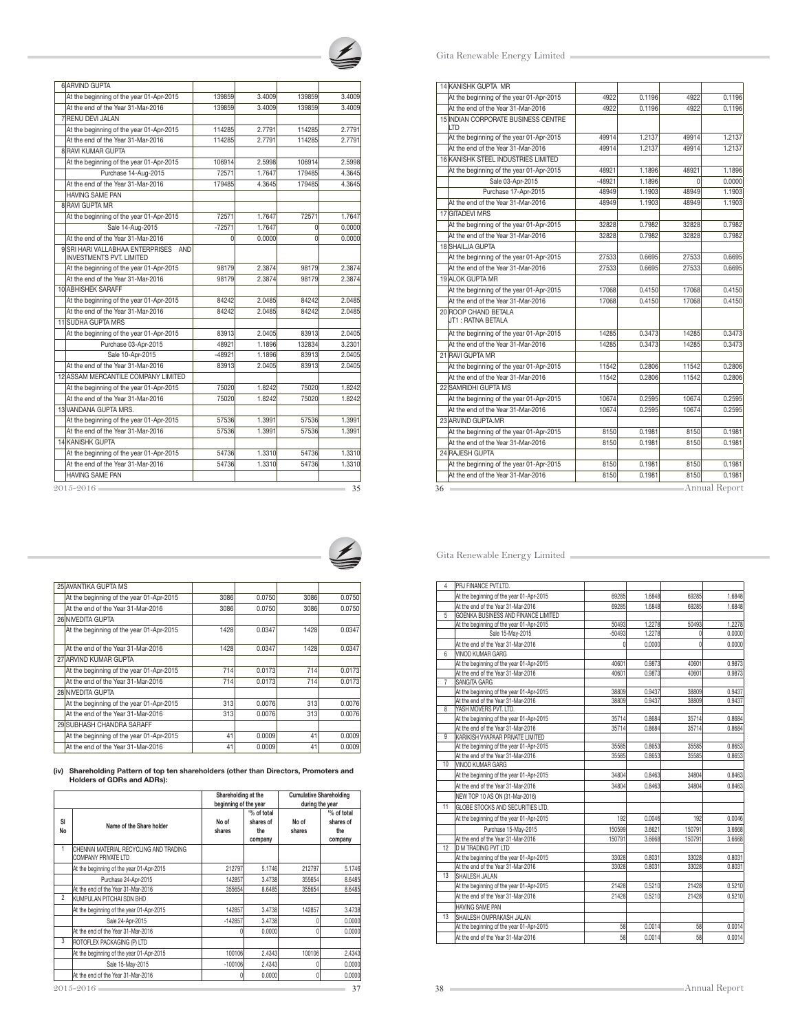| | | | | | |
|---|---|---|---|---|---|
| 6 | ARVIND GUPTA | | | | |
| | At the beginning of the year 01-Apr-2015 | 139859 | 3.4009 | 139859 | 3.4009 |
| | At the end of the Year 31-Mar-2016 | 139859 | 3.4009 | 139859 | 3.4009 |
| 7 | RENU DEVI JALAN | | | | |
| | At the beginning of the year 01-Apr-2015 | 114285 | 2.7791 | 114285 | 2.7791 |
| | At the end of the Year 31-Mar-2016 | 114285 | 2.7791 | 114285 | 2.7791 |
| 8 | RAVI KUMAR GUPTA | | | | |
| | At the beginning of the year 01-Apr-2015 | 106914 | 2.5998 | 106914 | 2.5998 |
| | Purchase 14-Aug-2015 | 72571 | 1.7647 | 179485 | 4.3645 |
| | At the end of the Year 31-Mar-2016 | 179485 | 4.3645 | 179485 | 4.3645 |
| | HAVING SAME PAN | | | | |
| 8 | RAVI GUPTA MR | | | | |
| | At the beginning of the year 01-Apr-2015 | 72571 | 1.7647 | 72571 | 1.7647 |
| | Sale 14-Aug-2015 | -72571 | 1.7647 | 0 | 0.0000 |
| | At the end of the Year 31-Mar-2016 | 0 | 0.0000 | 0 | 0.0000 |
| 9 | SRI HARI VALLABHAA ENTERPRISES AND INVESTMENTS PVT. LIMITED | | | | |
| | At the beginning of the year 01-Apr-2015 | 98179 | 2.3874 | 98179 | 2.3874 |
| | At the end of the Year 31-Mar-2016 | 98179 | 2.3874 | 98179 | 2.3874 |
| 10 | ABHISHEK SARAFF | | | | |
| | At the beginning of the year 01-Apr-2015 | 84242 | 2.0485 | 84242 | 2.0485 |
| | At the end of the Year 31-Mar-2016 | 84242 | 2.0485 | 84242 | 2.0485 |
| 11 | SUDHA GUPTA MRS | | | | |
| | At the beginning of the year 01-Apr-2015 | 83913 | 2.0405 | 83913 | 2.0405 |
| | Purchase 03-Apr-2015 | 48921 | 1.1896 | 132834 | 3.2301 |
| | Sale 10-Apr-2015 | -48921 | 1.1896 | 83913 | 2.0405 |
| | At the end of the Year 31-Mar-2016 | 83913 | 2.0405 | 83913 | 2.0405 |
| 12 | ASSAM MERCANTILE COMPANY LIMITED | | | | |
| | At the beginning of the year 01-Apr-2015 | 75020 | 1.8242 | 75020 | 1.8242 |
| | At the end of the Year 31-Mar-2016 | 75020 | 1.8242 | 75020 | 1.8242 |
| 13 | VANDANA GUPTA MRS. | | | | |
| | At the beginning of the year 01-Apr-2015 | 57536 | 1.3991 | 57536 | 1.3991 |
| | At the end of the Year 31-Mar-2016 | 57536 | 1.3991 | 57536 | 1.3991 |
| 14 | KANISHK GUPTA | | | | |
| | At the beginning of the year 01-Apr-2015 | 54736 | 1.3310 | 54736 | 1.3310 |
| | At the end of the Year 31-Mar-2016 | 54736 | 1.3310 | 54736 | 1.3310 |
| | HAVING SAME PAN | | | | |
| 14 | KANISHK GUPTA MR | | | | |
| | At the beginning of the year 01-Apr-2015 | 4922 | 0.1196 | 4922 | 0.1196 |
| | At the end of the Year 31-Mar-2016 | 4922 | 0.1196 | 4922 | 0.1196 |
| 15 | INDIAN CORPORATE BUSINESS CENTRE LTD | | | | |
| | At the beginning of the year 01-Apr-2015 | 49914 | 1.2137 | 49914 | 1.2137 |
| | At the end of the Year 31-Mar-2016 | 49914 | 1.2137 | 49914 | 1.2137 |
| 16 | KANISHK STEEL INDUSTRIES LIMITED | | | | |
| | At the beginning of the year 01-Apr-2015 | 48921 | 1.1896 | 48921 | 1.1896 |
| | Sale 03-Apr-2015 | -48921 | 1.1896 | 0 | 0.0000 |
| | Purchase 17-Apr-2015 | 48949 | 1.1903 | 48949 | 1.1903 |
| | At the end of the Year 31-Mar-2016 | 48949 | 1.1903 | 48949 | 1.1903 |
| 17 | GITADEVI MRS | | | | |
| | At the beginning of the year 01-Apr-2015 | 32828 | 0.7982 | 32828 | 0.7982 |
| | At the end of the Year 31-Mar-2016 | 32828 | 0.7982 | 32828 | 0.7982 |
| 18 | SHAILJA GUPTA | | | | |
| | At the beginning of the year 01-Apr-2015 | 27533 | 0.6695 | 27533 | 0.6695 |
| | At the end of the Year 31-Mar-2016 | 27533 | 0.6695 | 27533 | 0.6695 |
| 19 | ALOK GUPTA MR | | | | |
| | At the beginning of the year 01-Apr-2015 | 17068 | 0.4150 | 17068 | 0.4150 |
| | At the end of the Year 31-Mar-2016 | 17068 | 0.4150 | 17068 | 0.4150 |
| 20 | ROOP CHAND BETALA JT1 : RATNA BETALA | | | | |
| | At the beginning of the year 01-Apr-2015 | 14285 | 0.3473 | 14285 | 0.3473 |
| | At the end of the Year 31-Mar-2016 | 14285 | 0.3473 | 14285 | 0.3473 |
| 21 | RAVI GUPTA MR | | | | |
| | At the beginning of the year 01-Apr-2015 | 11542 | 0.2806 | 11542 | 0.2806 |
| | At the end of the Year 31-Mar-2016 | 11542 | 0.2806 | 11542 | 0.2806 |
| 22 | SAMRIDHI GUPTA MS | | | | |
| | At the beginning of the year 01-Apr-2015 | 10674 | 0.2595 | 10674 | 0.2595 |
| | At the end of the Year 31-Mar-2016 | 10674 | 0.2595 | 10674 | 0.2595 |
| 23 | ARVIND GUPTA.MR | | | | |
| | At the beginning of the year 01-Apr-2015 | 8150 | 0.1981 | 8150 | 0.1981 |
| | At the end of the Year 31-Mar-2016 | 8150 | 0.1981 | 8150 | 0.1981 |
| 24 | RAJESH GUPTA | | | | |
| | At the beginning of the year 01-Apr-2015 | 8150 | 0.1981 | 8150 | 0.1981 |
| | At the end of the Year 31-Mar-2016 | 8150 | 0.1981 | 8150 | 0.1981 |
| 25 | AVANTIKA GUPTA MS | | | | |
| | At the beginning of the year 01-Apr-2015 | 3086 | 0.0750 | 3086 | 0.0750 |
| | At the end of the Year 31-Mar-2016 | 3086 | 0.0750 | 3086 | 0.0750 |
| 26 | NIVEDITA GUPTA | | | | |
| | At the beginning of the year 01-Apr-2015 | 1428 | 0.0347 | 1428 | 0.0347 |
| | At the end of the Year 31-Mar-2016 | 1428 | 0.0347 | 1428 | 0.0347 |
| 27 | ARVIND KUMAR GUPTA | | | | |
| | At the beginning of the year 01-Apr-2015 | 714 | 0.0173 | 714 | 0.0173 |
| | At the end of the Year 31-Mar-2016 | 714 | 0.0173 | 714 | 0.0173 |
| 28 | NIVEDITA GUPTA | | | | |
| | At the beginning of the year 01-Apr-2015 | 313 | 0.0076 | 313 | 0.0076 |
| | At the end of the Year 31-Mar-2016 | 313 | 0.0076 | 313 | 0.0076 |
| 29 | SUBHASH CHANDRA SARAFF | | | | |
| | At the beginning of the year 01-Apr-2015 | 41 | 0.0009 | 41 | 0.0009 |
| | At the end of the Year 31-Mar-2016 | 41 | 0.0009 | 41 | 0.0009 |

**(iv) Shareholding Pattern of top ten shareholders (other than Directors, Promoters and Holders of GDRs and ADRs):**

| | | Shareholding at the beginning of the year | | Cumulative Shareholding during the year | |
|---|---|---|---|---|---|
| Sl No | Name of the Share holder | No of shares | '% of total shares of the company | No of shares | '% of total shares of the company |
| 1 | CHENNAI MATERIAL RECYCLING AND TRADING COMPANY PRIVATE LTD | | | | |
| | At the beginning of the year 01-Apr-2015 | 212797 | 5.1746 | 212797 | 5.1746 |
| | Purchase 24-Apr-2015 | 142857 | 3.4738 | 355654 | 8.6485 |
| | At the end of the Year 31-Mar-2016 | 355654 | 8.6485 | 355654 | 8.6485 |
| 2 | KUMPULAN PITCHAI SDN BHD | | | | |
| | At the beginning of the year 01-Apr-2015 | 142857 | 3.4738 | 142857 | 3.4738 |
| | Sale 24-Apr-2015 | -142857 | 3.4738 | 0 | 0.0000 |
| | At the end of the Year 31-Mar-2016 | 0 | 0.0000 | 0 | 0.0000 |
| 3 | ROTOFLEX PACKAGING (P) LTD | | | | |
| | At the beginning of the year 01-Apr-2015 | 100106 | 2.4343 | 100106 | 2.4343 |
| | Sale 15-May-2015 | -100106 | 2.4343 | 0 | 0.0000 |
| | At the end of the Year 31-Mar-2016 | 0 | 0.0000 | 0 | 0.0000 |
| 4 | PRJ FINANCE PVT.LTD. | | | | |
| | At the beginning of the year 01-Apr-2015 | 69285 | 1.6848 | 69285 | 1.6848 |
| | At the end of the Year 31-Mar-2016 | 69285 | 1.6848 | 69285 | 1.6848 |
| 5 | GOENKA BUSINESS AND FINANCE LIMITED | | | | |
| | At the beginning of the year 01-Apr-2015 | 50493 | 1.2278 | 50493 | 1.2278 |
| | Sale 15-May-2015 | -50493 | 1.2278 | 0 | 0.0000 |
| | At the end of the Year 31-Mar-2016 | 0 | 0.0000 | 0 | 0.0000 |
| 6 | VINOD KUMAR GARG | | | | |
| | At the beginning of the year 01-Apr-2015 | 40601 | 0.9873 | 40601 | 0.9873 |
| | At the end of the Year 31-Mar-2016 | 40601 | 0.9873 | 40601 | 0.9873 |
| 7 | SANGITA GARG | | | | |
| | At the beginning of the year 01-Apr-2015 | 38809 | 0.9437 | 38809 | 0.9437 |
| | At the end of the Year 31-Mar-2016 | 38809 | 0.9437 | 38809 | 0.9437 |
| 8 | YASH MOVERS PVT. LTD. | | | | |
| | At the beginning of the year 01-Apr-2015 | 35714 | 0.8684 | 35714 | 0.8684 |
| | At the end of the Year 31-Mar-2016 | 35714 | 0.8684 | 35714 | 0.8684 |
| 9 | KARIKISH VYAPAAR PRIVATE LIMITED | | | | |
| | At the beginning of the year 01-Apr-2015 | 35585 | 0.8653 | 35585 | 0.8653 |
| | At the end of the Year 31-Mar-2016 | 35585 | 0.8653 | 35585 | 0.8653 |
| 10 | VINOD KUMAR GARG | | | | |
| | At the beginning of the year 01-Apr-2015 | 34804 | 0.8463 | 34804 | 0.8463 |
| | At the end of the Year 31-Mar-2016 | 34804 | 0.8463 | 34804 | 0.8463 |
| | NEW TOP 10 AS ON (31-Mar-2016) | | | | |
| 11 | GLOBE STOCKS AND SECURITIES LTD. | | | | |
| | At the beginning of the year 01-Apr-2015 | 192 | 0.0046 | 192 | 0.0046 |
| | Purchase 15-May-2015 | 150599 | 3.6621 | 150791 | 3.6668 |
| | At the end of the Year 31-Mar-2016 | 150791 | 3.6668 | 150791 | 3.6668 |
| 12 | D M TRADING PVT LTD | | | | |
| | At the beginning of the year 01-Apr-2015 | 33028 | 0.8031 | 33028 | 0.8031 |
| | At the end of the Year 31-Mar-2016 | 33028 | 0.8031 | 33028 | 0.8031 |
| 13 | SHAILESH JALAN | | | | |
| | At the beginning of the year 01-Apr-2015 | 21428 | 0.5210 | 21428 | 0.5210 |
| | At the end of the Year 31-Mar-2016 | 21428 | 0.5210 | 21428 | 0.5210 |
| | HAVING SAME PAN | | | | |
| 13 | SHAILESH OMPRAKASH JALAN | | | | |
| | At the beginning of the year 01-Apr-2015 | 58 | 0.0014 | 58 | 0.0014 |
| | At the end of the Year 31-Mar-2016 | 58 | 0.0014 | 58 | 0.0014 |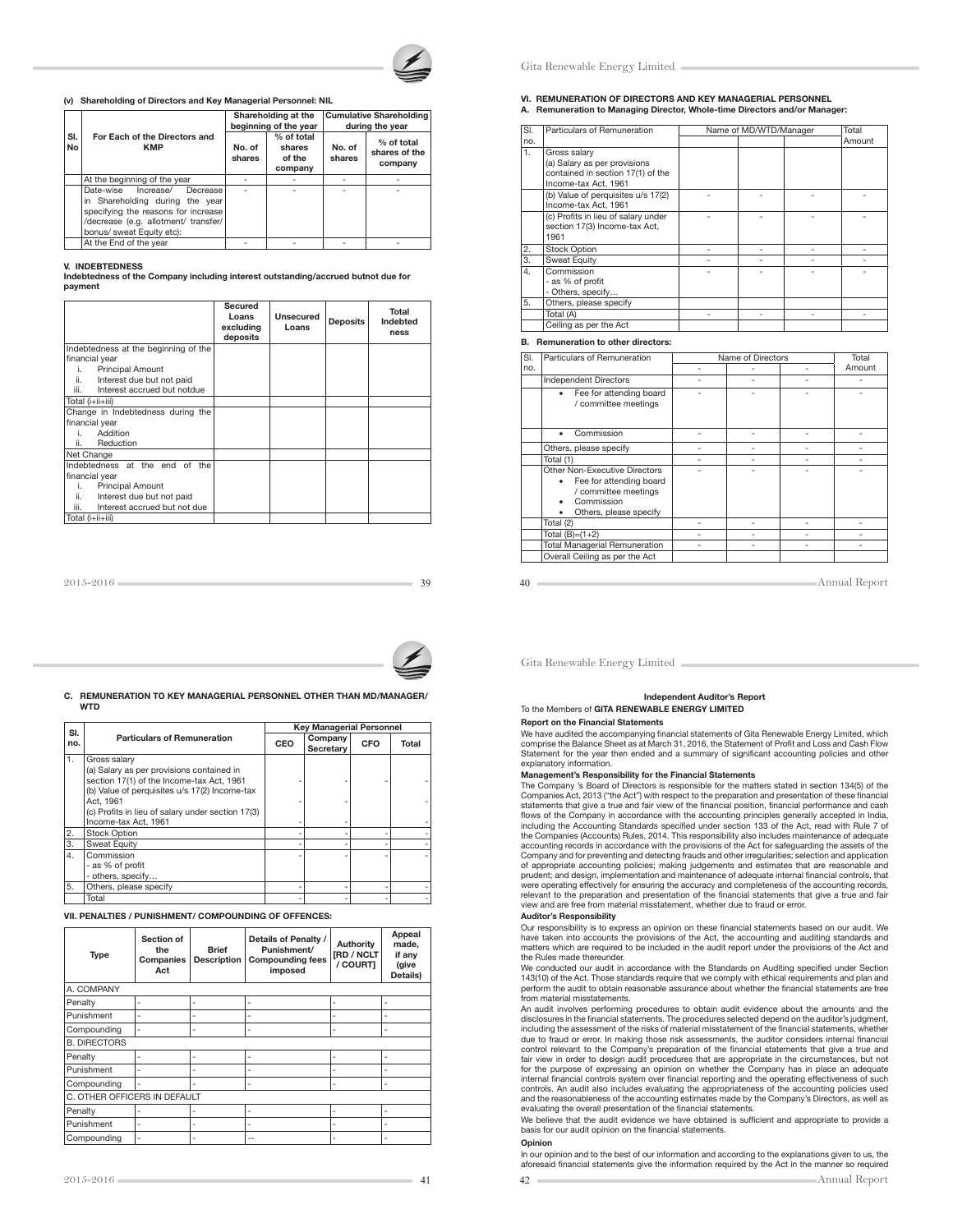**(v) Shareholding of Directors and Key Managerial Personnel: NIL**

| Sl. No | For Each of the Directors and KMP | Shareholding at the beginning of the year | | Cumulative Shareholding during the year | |
|---|---|---|---|---|---|
| | | No. of shares | % of total shares of the company | No. of shares | % of total shares of the company |
| | At the beginning of the year | - | - | - | - |
| | Date-wise Increase/ Decrease in Shareholding during the year specifying the reasons for increase /decrease (e.g. allotment/ transfer/ bonus/ sweat Equity etc): | - | - | - | - |
| | At the End of the year | - | - | - | - |

## V. INDEBTEDNESS

**Indebtedness of the Company including interest outstanding/accrued butnot due for payment**

| | Secured Loans excluding deposits | Unsecured Loans | Deposits | Total Indebted ness |
|---|---|---|---|---|
| Indebtedness at the beginning of the financial year | | | | |
| i. Principal Amount | | | | |
| ii. Interest due but not paid | | | | |
| iii. Interest accrued but notdue | | | | |
| Total (i+ii+iii) | | | | |
| Change in Indebtedness during the financial year | | | | |
| i. Addition | | | | |
| ii. Reduction | | | | |
| Net Change | | | | |
| Indebtedness at the end of the financial year | | | | |
| i. Principal Amount | | | | |
| ii. Interest due but not paid | | | | |
| iii. Interest accrued but not due | | | | |
| Total (i+ii+iii) | | | | |

## VI. REMUNERATION OF DIRECTORS AND KEY MANAGERIAL PERSONNEL

**A. Remuneration to Managing Director, Whole-time Directors and/or Manager:**

| Sl. no. | Particulars of Remuneration | Name of MD/WTD/Manager | | | Total Amount |
|---|---|---|---|---|---|
| 1. | Gross salary<br>(a) Salary as per provisions contained in section 17(1) of the Income-tax Act, 1961 | | | | |
| | (b) Value of perquisites u/s 17(2) Income-tax Act, 1961 | - | - | - | - |
| | (c) Profits in lieu of salary under section 17(3) Income-tax Act, 1961 | - | - | - | - |
| 2. | Stock Option | - | - | - | - |
| 3. | Sweat Equity | - | - | - | - |
| 4. | Commission<br>- as % of profit<br>- Others, specify… | - | - | - | - |
| 5. | Others, please specify | | | | |
| | Total (A) | - | - | - | - |
| | Ceiling as per the Act | | | | |

**B. Remuneration to other directors:**

| Sl. no. | Particulars of Remuneration | Name of Directors | | | Total Amount |
|---|---|---|---|---|---|
| | | - | - | - | |
| | Independent Directors | - | - | - | - |
| | • Fee for attending board / committee meetings | - | - | - | - |
| | • Commission | - | - | - | - |
| | Others, please specify | - | - | - | - |
| | Total (1) | - | - | - | - |
| | Other Non-Executive Directors<br>• Fee for attending board / committee meetings<br>• Commission<br>• Others, please specify | - | - | - | - |
| | Total (2) | - | - | - | - |
| | Total (B)=(1+2) | - | - | - | - |
| | Total Managerial Remuneration | - | - | - | - |
| | Overall Ceiling as per the Act | | | | |

**C. REMUNERATION TO KEY MANAGERIAL PERSONNEL OTHER THAN MD/MANAGER/ WTD**

| Sl. no. | Particulars of Remuneration | Key Managerial Personnel | | | |
|---|---|---|---|---|---|
| | | CEO | Company Secretary | CFO | Total |
| 1. | Gross salary<br>(a) Salary as per provisions contained in section 17(1) of the Income-tax Act, 1961<br>(b) Value of perquisites u/s 17(2) Income-tax Act, 1961<br>(c) Profits in lieu of salary under section 17(3) Income-tax Act, 1961 | - | - | - | - |
| 2. | Stock Option | - | - | - | - |
| 3. | Sweat Equity | - | - | - | - |
| 4. | Commission<br>- as % of profit<br>- others, specify… | - | - | - | - |
| 5. | Others, please specify | - | - | - | - |
| | Total | - | - | - | - |

## VII. PENALTIES / PUNISHMENT/ COMPOUNDING OF OFFENCES:

| Type | Section of the Companies Act | Brief Description | Details of Penalty / Punishment/ Compounding fees imposed | Authority [RD / NCLT / COURT] | Appeal made, if any (give Details) |
|---|---|---|---|---|---|
| A. COMPANY | | | | | |
| Penalty | - | - | - | - | - |
| Punishment | - | - | - | - | - |
| Compounding | - | - | - | - | - |
| B. DIRECTORS | | | | | |
| Penalty | - | - | - | - | - |
| Punishment | - | - | - | - | - |
| Compounding | - | - | - | - | - |
| C. OTHER OFFICERS IN DEFAULT | | | | | |
| Penalty | - | - | - | - | - |
| Punishment | - | - | - | - | - |
| Compounding | - | - | -- | - | - |

## Independent Auditor's Report

To the Members of **GITA RENEWABLE ENERGY LIMITED**

**Report on the Financial Statements**

We have audited the accompanying financial statements of Gita Renewable Energy Limited, which comprise the Balance Sheet as at March 31, 2016, the Statement of Profit and Loss and Cash Flow Statement for the year then ended and a summary of significant accounting policies and other explanatory information.

**Management's Responsibility for the Financial Statements**

The Company 's Board of Directors is responsible for the matters stated in section 134(5) of the Companies Act, 2013 ("the Act") with respect to the preparation and presentation of these financial statements that give a true and fair view of the financial position, financial performance and cash flows of the Company in accordance with the accounting principles generally accepted in India, including the Accounting Standards specified under section 133 of the Act, read with Rule 7 of the Companies (Accounts) Rules, 2014. This responsibility also includes maintenance of adequate accounting records in accordance with the provisions of the Act for safeguarding the assets of the Company and for preventing and detecting frauds and other irregularities; selection and application of appropriate accounting policies; making judgements and estimates that are reasonable and prudent; and design, implementation and maintenance of adequate internal financial controls, that were operating effectively for ensuring the accuracy and completeness of the accounting records, relevant to the preparation and presentation of the financial statements that give a true and fair view and are free from material misstatement, whether due to fraud or error.

**Auditor's Responsibility**

Our responsibility is to express an opinion on these financial statements based on our audit. We have taken into accounts the provisions of the Act, the accounting and auditing standards and matters which are required to be included in the audit report under the provisions of the Act and the Rules made thereunder.

We conducted our audit in accordance with the Standards on Auditing specified under Section 143(10) of the Act. Those standards require that we comply with ethical requirements and plan and perform the audit to obtain reasonable assurance about whether the financial statements are free from material misstatements.

An audit involves performing procedures to obtain audit evidence about the amounts and the disclosures in the financial statements. The procedures selected depend on the auditor's judgment, including the assessment of the risks of material misstatement of the financial statements, whether due to fraud or error. In making those risk assessments, the auditor considers internal financial control relevant to the Company's preparation of the financial statements that give a true and fair view in order to design audit procedures that are appropriate in the circumstances, but not for the purpose of expressing an opinion on whether the Company has in place an adequate internal financial controls system over financial reporting and the operating effectiveness of such controls. An audit also includes evaluating the appropriateness of the accounting policies used and the reasonableness of the accounting estimates made by the Company's Directors, as well as evaluating the overall presentation of the financial statements.

We believe that the audit evidence we have obtained is sufficient and appropriate to provide a basis for our audit opinion on the financial statements.

**Opinion**

In our opinion and to the best of our information and according to the explanations given to us, the aforesaid financial statements give the information required by the Act in the manner so required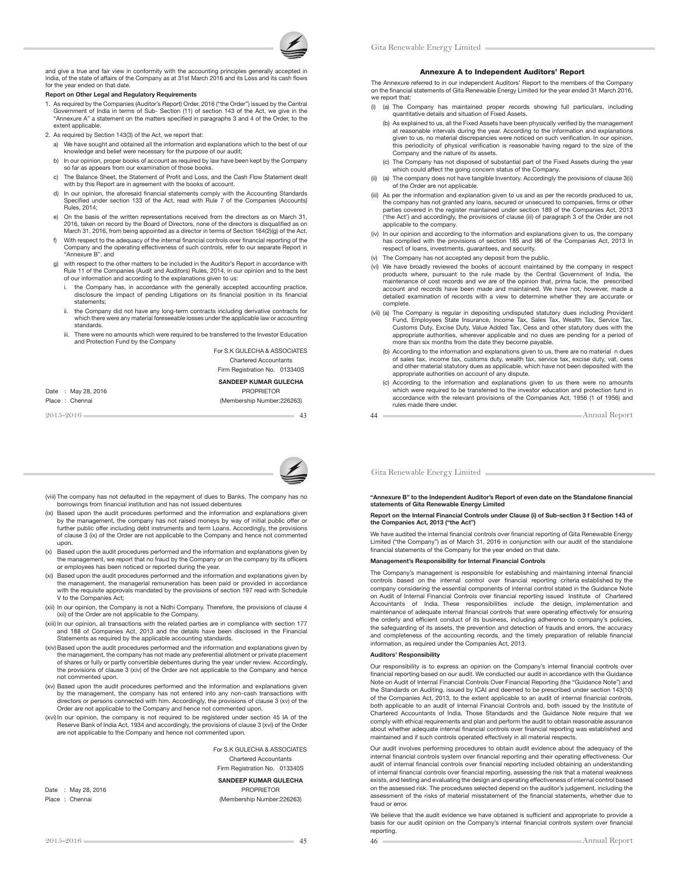and give a true and fair view in conformity with the accounting principles generally accepted in India, of the state of affairs of the Company as at 31st March 2016 and its Loss and its cash flows for the year ended on that date.

**Report on Other Legal and Regulatory Requirements**

1. As required by the Companies (Auditor's Report) Order, 2016 ("the Order") issued by the Central Government of India in terms of Sub- Section (11) of section 143 of the Act, we give in the "Annexure A" a statement on the matters specified in paragraphs 3 and 4 of the Order, to the extent applicable.
2. As required by Section 143(3) of the Act, we report that:
   a) We have sought and obtained all the information and explanations which to the best of our knowledge and belief were necessary for the purpose of our audit;
   b) In our opinion, proper books of account as required by law have been kept by the Company so far as appears from our examination of those books.
   c) The Balance Sheet, the Statement of Profit and Loss, and the Cash Flow Statement dealt with by this Report are in agreement with the books of account.
   d) In our opinion, the aforesaid financial statements comply with the Accounting Standards Specified under section 133 of the Act, read with Rule 7 of the Companies (Accounts) Rules, 2014;
   e) On the basis of the written representations received from the directors as on March 31, 2016, taken on record by the Board of Directors, none of the directors is disqualified as on March 31, 2016, from being appointed as a director in terms of Section 164(2)(g) of the Act.
   f) With respect to the adequacy of the internal financial controls over financial reporting of the Company and the operating effectiveness of such controls, refer to our separate Report in "Annexure B". and
   g) with respect to the other matters to be included in the Auditor's Report in accordance with Rule 11 of the Companies (Audit and Auditors) Rules, 2014, in our opinion and to the best of our information and according to the explanations given to us:
      i. the Company has, in accordance with the generally accepted accounting practice, disclosure the impact of pending Litigations on its financial position in its financial statements;
      ii. the Company did not have any long-term contracts including derivative contracts for which there were any material foreseeable losses under the applicable law or accounting standards.
      iii. There were no amounts which were required to be transferred to the Investor Education and Protection Fund by the Company

For S.K GULECHA & ASSOCIATES
Chartered Accountants
Firm Registration No. 013340S

**SANDEEP KUMAR GULECHA**
PROPRIETOR
(Membership Number:226263)

Date : May 28, 2016
Place : Chennai

## Annexure A to Independent Auditors' Report

The Annexure referred to in our independent Auditors' Report to the members of the Company on the financial statements of Gita Renewable Energy Limited for the year ended 31 March 2016, we report that:

(i) (a) The Company has maintained proper records showing full particulars, including quantitative details and situation of Fixed Assets.

(b) As explained to us, all the Fixed Assets have been physically verified by the management at reasonable intervals during the year. According to the information and explanations given to us, no material discrepancies were noticed on such verification. In our opinion, this periodicity of physical verification is reasonable having regard to the size of the Company and the nature of its assets.

(c) The Company has not disposed of substantial part of the Fixed Assets during the year which could affect the going concern status of the Company.

(ii) (a) The company does not have tangible Inventory. Accordingly the provisions of clause 3(ii) of the Order are not applicable.

(iii) As per the information and explanation given to us and as per the records produced to us, the company has not granted any loans, secured or unsecured to companies, firms or other parties covered in the register maintained under section 189 of the Companies Act, 2013 ('the Act') and accordingly, the provisions of clause (iii) of paragraph 3 of the Order are not applicable to the company.

(iv) In our opinion and according to the information and explanations given to us, the company has complied with the provisions of section 185 and I86 of the Companies Act, 2013 In respect of loans, investments, guarantees, and security.

(v) The Company has not accepted any deposit from the public.

(vi) We have broadly reviewed the books of account maintained by the company in respect products where, pursuant to the rule made by the Central Government of India, the maintenance of cost records and we are of the opinion that, prima facie, the prescribed account and records have been made and maintained. We have not, however, made a detailed examination of records with a view to determine whether they are accurate or complete.

(vii) (a) The Company is regular in depositing undisputed statutory dues including Provident Fund, Employees State Insurance, Income Tax, Sales Tax, Wealth Tax, Service Tax, Customs Duty, Excise Duty, Value Added Tax, Cess and other statutory dues with the appropriate authorities, wherever applicable and no dues are pending for a period of more than six months from the date they become payable.

(b) According to the information and explanations given to us, there are no material n dues of sales tax, income tax, customs duty, wealth tax, service tax, excise duty, vat, cess and other material statutory dues as applicable, which have not been deposited with the appropriate authorities on account of any dispute.

(c) According to the information and explanations given to us there were no amounts which were required to be transferred to the investor education and protection fund in accordance with the relevant provisions of the Companies Act, 1956 (1 of 1956) and rules made there under.

(viii) The company has not defaulted in the repayment of dues to Banks. The company has no borrowings from financial institution and has not issued debentures

(ix) Based upon the audit procedures performed and the information and explanations given by the management, the company has not raised moneys by way of initial public offer or further public offer including debt instruments and term Loans. Accordingly, the provisions of clause 3 (ix) of the Order are not applicable to the Company and hence not commented upon.

(x) Based upon the audit procedures performed and the information and explanations given by the management, we report that no fraud by the Company or on the company by its officers or employees has been noticed or reported during the year.

(xi) Based upon the audit procedures performed and the information and explanations given by the management, the managerial remuneration has been paid or provided in accordance with the requisite approvals mandated by the provisions of section 197 read with Schedule V to the Companies Act;

(xii) In our opinion, the Company is not a Nidhi Company. Therefore, the provisions of clause 4 (xii) of the Order are not applicable to the Company.

(xiii) In our opinion, all transactions with the related parties are in compliance with section 177 and 188 of Companies Act, 2013 and the details have been disclosed in the Financial Statements as required by the applicable accounting standards.

(xiv) Based upon the audit procedures performed and the information and explanations given by the management, the company has not made any preferential allotment or private placement of shares or fully or partly convertible debentures during the year under review. Accordingly, the provisions of clause 3 (xiv) of the Order are not applicable to the Company and hence not commented upon.

(xv) Based upon the audit procedures performed and the information and explanations given by the management, the company has not entered into any non-cash transactions with directors or persons connected with him. Accordingly, the provisions of clause 3 (xv) of the Order are not applicable to the Company and hence not commented upon.

(xvi) In our opinion, the company is not required to be registered under section 45 IA of the Reserve Bank of India Act, 1934 and accordingly, the provisions of clause 3 (xvi) of the Order are not applicable to the Company and hence not commented upon.

For S.K GULECHA & ASSOCIATES
Chartered Accountants
Firm Registration No. 013340S

**SANDEEP KUMAR GULECHA**
PROPRIETOR
(Membership Number:226263)

Date : May 28, 2016
Place : Chennai

**"Annexure B" to the Independent Auditor's Report of even date on the Standalone financial statements of Gita Renewable Energy Limited**

**Report on the Internal Financial Controls under Clause (i) of Sub-section 3 f Section 143 of the Companies Act, 2013 ("the Act")**

We have audited the internal financial controls over financial reporting of Gita Renewable Energy Limited ("the Company") as of March 31, 2016 in conjunction with our audit of the standalone financial statements of the Company for the year ended on that date.

**Management's Responsibility for Internal Financial Controls**

The Company's management is responsible for establishing and maintaining internal financial controls based on the internal control over financial reporting criteria established by the company considering the essential components of internal control stated in the Guidance Note on Audit of Internal Financial Controls over financial reporting issued Institute of Chartered Accountants of India. These responsibilities include the design, implementation and maintenance of adequate internal financial controls that were operating effectively for ensuring the orderly and efficient conduct of its business, including adherence to company's policies, the safeguarding of its assets, the prevention and detection of frauds and errors, the accuracy and completeness of the accounting records, and the timely preparation of reliable financial information, as required under the Companies Act, 2013.

**Auditors' Responsibility**

Our responsibility is to express an opinion on the Company's internal financial controls over financial reporting based on our audit. We conducted our audit in accordance with the Guidance Note on Audit of Internal Financial Controls Over Financial Reporting (the "Guidance Note") and the Standards on Auditing, issued by ICAI and deemed to be prescribed under section 143(10) of the Companies Act, 2013, to the extent applicable to an audit of internal financial controls, both applicable to an audit of Internal Financial Controls and, both issued by the Institute of Chartered Accountants of India. Those Standards and the Guidance Note require that we comply with ethical requirements and plan and perform the audit to obtain reasonable assurance about whether adequate internal financial controls over financial reporting was established and maintained and if such controls operated effectively in all material respects.

Our audit involves performing procedures to obtain audit evidence about the adequacy of the internal financial controls system over financial reporting and their operating effectiveness. Our audit of internal financial controls over financial reporting included obtaining an understanding of internal financial controls over financial reporting, assessing the risk that a material weakness exists, and testing and evaluating the design and operating effectiveness of internal control based on the assessed risk. The procedures selected depend on the auditor's judgement, including the assessment of the risks of material misstatement of the financial statements, whether due to fraud or error.

We believe that the audit evidence we have obtained is sufficient and appropriate to provide a basis for our audit opinion on the Company's internal financial controls system over financial reporting.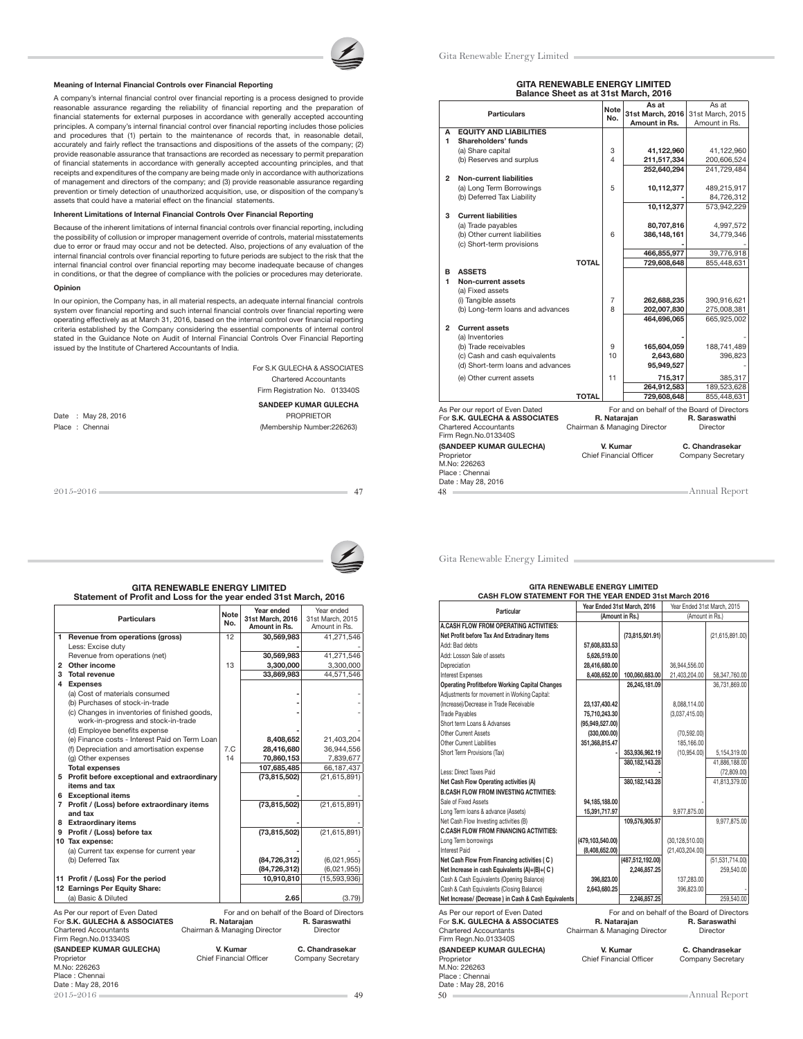### Meaning of Internal Financial Controls over Financial Reporting

A company's internal financial control over financial reporting is a process designed to provide reasonable assurance regarding the reliability of financial reporting and the preparation of financial statements for external purposes in accordance with generally accepted accounting principles. A company's internal financial control over financial reporting includes those policies and procedures that (1) pertain to the maintenance of records that, in reasonable detail, accurately and fairly reflect the transactions and dispositions of the assets of the company; (2) provide reasonable assurance that transactions are recorded as necessary to permit preparation of financial statements in accordance with generally accepted accounting principles, and that receipts and expenditures of the company are being made only in accordance with authorizations of management and directors of the company; and (3) provide reasonable assurance regarding prevention or timely detection of unauthorized acquisition, use, or disposition of the company's assets that could have a material effect on the financial statements.

### Inherent Limitations of Internal Financial Controls Over Financial Reporting

Because of the inherent limitations of internal financial controls over financial reporting, including the possibility of collusion or improper management override of controls, material misstatements due to error or fraud may occur and not be detected. Also, projections of any evaluation of the internal financial controls over financial reporting to future periods are subject to the risk that the internal financial control over financial reporting may become inadequate because of changes in conditions, or that the degree of compliance with the policies or procedures may deteriorate.

### Opinion

In our opinion, the Company has, in all material respects, an adequate internal financial controls system over financial reporting and such internal financial controls over financial reporting were operating effectively as at March 31, 2016, based on the internal control over financial reporting criteria established by the Company considering the essential components of internal control stated in the Guidance Note on Audit of Internal Financial Controls Over Financial Reporting issued by the Institute of Chartered Accountants of India.

For S.K GULECHA & ASSOCIATES
Chartered Accountants
Firm Registration No. 013340S

**SANDEEP KUMAR GULECHA**
PROPRIETOR
(Membership Number:226263)

Date : May 28, 2016
Place : Chennai

## GITA RENEWABLE ENERGY LIMITED
## Balance Sheet as at 31st March, 2016

| | Particulars | Note No. | As at 31st March, 2016 Amount in Rs. | As at 31st March, 2015 Amount in Rs. |
|---|---|---|---|---|
| **A** | **EQUITY AND LIABILITIES** | | | |
| **1** | **Shareholders' funds** | | | |
| | (a) Share capital | 3 | **41,122,960** | 41,122,960 |
| | (b) Reserves and surplus | 4 | **211,517,334** | 200,606,524 |
| | | | **252,640,294** | 241,729,484 |
| **2** | **Non-current liabilities** | | | |
| | (a) Long Term Borrowings | 5 | **10,112,377** | 489,215,917 |
| | (b) Deferred Tax Liability | | **-** | 84,726,312 |
| | | | **10,112,377** | 573,942,229 |
| **3** | **Current liabilities** | | | |
| | (a) Trade payables | | **80,707,816** | 4,997,572 |
| | (b) Other current liabilities | 6 | **386,148,161** | 34,779,346 |
| | (c) Short-term provisions | | **-** | - |
| | | | **466,855,977** | 39,776,918 |
| | **TOTAL** | | **729,608,648** | 855,448,631 |
| **B** | **ASSETS** | | | |
| **1** | **Non-current assets** | | | |
| | (a) Fixed assets | | | |
| | (i) Tangible assets | 7 | **262,688,235** | 390,916,621 |
| | (b) Long-term loans and advances | 8 | **202,007,830** | 275,008,381 |
| | | | **464,696,065** | 665,925,002 |
| **2** | **Current assets** | | | |
| | (a) Inventories | | **-** | - |
| | (b) Trade receivables | 9 | **165,604,059** | 188,741,489 |
| | (c) Cash and cash equivalents | 10 | **2,643,680** | 396,823 |
| | (d) Short-term loans and advances | | **95,949,527** | - |
| | (e) Other current assets | 11 | **715,317** | 385,317 |
| | | | **264,912,583** | 189,523,628 |
| | **TOTAL** | | **729,608,648** | 855,448,631 |

As Per our report of Even Dated
For **S.K. GULECHA & ASSOCIATES**
Chartered Accountants
Firm Regn.No.013340S

**(SANDEEP KUMAR GULECHA)**
Proprietor
M.No: 226263
Place : Chennai
Date : May 28, 2016

For and on behalf of the Board of Directors

**R. Natarajan** — Chairman & Managing Director
**R. Saraswathi** — Director
**V. Kumar** — Chief Financial Officer
**C. Chandrasekar** — Company Secretary

## GITA RENEWABLE ENERGY LIMITED
## Statement of Profit and Loss for the year ended 31st March, 2016

| | Particulars | Note No. | Year ended 31st March, 2016 Amount in Rs. | Year ended 31st March, 2015 Amount in Rs. |
|---|---|---|---|---|
| **1** | **Revenue from operations (gross)** | 12 | **30,569,983** | 41,271,546 |
| | Less: Excise duty | | **-** | - |
| | Revenue from operations (net) | | **30,569,983** | 41,271,546 |
| **2** | **Other income** | 13 | **3,300,000** | 3,300,000 |
| **3** | **Total revenue** | | **33,869,983** | 44,571,546 |
| **4** | **Expenses** | | | |
| | (a) Cost of materials consumed | | **-** | - |
| | (b) Purchases of stock-in-trade | | **-** | - |
| | (c) Changes in inventories of finished goods, work-in-progress and stock-in-trade | | **-** | - |
| | (d) Employee benefits expense | | **-** | - |
| | (e) Finance costs - Interest Paid on Term Loan | | **8,408,652** | 21,403,204 |
| | (f) Depreciation and amortisation expense | 7.C | **28,416,680** | 36,944,556 |
| | (g) Other expenses | 14 | **70,860,153** | 7,839,677 |
| | **Total expenses** | | **107,685,485** | 66,187,437 |
| **5** | **Profit before exceptional and extraordinary items and tax** | | **(73,815,502)** | (21,615,891) |
| **6** | **Exceptional items** | | **-** | |
| **7** | **Profit / (Loss) before extraordinary items and tax** | | **(73,815,502)** | (21,615,891) |
| **8** | **Extraordinary items** | | **-** | |
| **9** | **Profit / (Loss) before tax** | | **(73,815,502)** | (21,615,891) |
| **10** | **Tax expense:** | | | |
| | (a) Current tax expense for current year | | **-** | - |
| | (b) Deferred Tax | | **(84,726,312)** | (6,021,955) |
| | | | **(84,726,312)** | (6,021,955) |
| **11** | **Profit / (Loss) For the period** | | **10,910,810** | (15,593,936) |
| **12** | **Earnings Per Equity Share:** | | | |
| | (a) Basic & Diluted | | **2.65** | (3.79) |

As Per our report of Even Dated
For **S.K. GULECHA & ASSOCIATES**
Chartered Accountants
Firm Regn.No.013340S

**(SANDEEP KUMAR GULECHA)**
Proprietor
M.No: 226263
Place : Chennai
Date : May 28, 2016

For and on behalf of the Board of Directors

**R. Natarajan** — Chairman & Managing Director
**R. Saraswathi** — Director
**V. Kumar** — Chief Financial Officer
**C. Chandrasekar** — Company Secretary

## GITA RENEWABLE ENERGY LIMITED
## CASH FLOW STATEMENT FOR THE YEAR ENDED 31st March 2016

| Particular | Year Ended 31st March, 2016 (Amount in Rs.) | | Year Ended 31st March, 2015 (Amount in Rs.) | |
|---|---|---|---|---|
| **A.CASH FLOW FROM OPERATING ACTIVITIES:** | | | | |
| **Net Profit before Tax And Extradinary Items** | | (73,815,501.91) | | (21,615,891.00) |
| Add: Bad debts | 57,608,833.53 | | | |
| Add: Losson Sale of assets | 5,626,519.00 | | | |
| Depreciation | 28,416,680.00 | | 36,944,556.00 | |
| Interest Expenses | 8,408,652.00 | 100,060,683.00 | 21,403,204.00 | 58,347,760.00 |
| **Operating Profitbefore Working Capital Changes** | | 26,245,181.09 | | 36,731,869.00 |
| Adjustments for movement in Working Capital: | | | | |
| (Increase)/Decrease in Trade Receivable | 23,137,430.42 | | 8,088,114.00 | |
| Trade Payables | 75,710,243.30 | | (3,037,415.00) | |
| Short term Loans & Advanses | (95,949,527.00) | | | |
| Other Current Assets | (330,000.00) | | (70,592.00) | |
| Other Current Liabilities | 351,368,815.47 | | 185,166.00 | |
| Short Term Provisions (Tax) | - | 353,936,962.19 | (10,954.00) | 5,154,319.00 |
| | | 380,182,143.28 | | 41,886,188.00 |
| Less: Direct Taxes Paid | | - | | (72,809.00) |
| **Net Cash Flow Operating activities (A)** | | 380,182,143.28 | | 41,813,379.00 |
| **B.CASH FLOW FROM INVESTING ACTIVITIES:** | | | | |
| Sale of Fixed Assets | 94,185,188.00 | | - | |
| Long Term loans & advance (Assets) | 15,391,717.97 | | 9,977,875.00 | |
| Net Cash Flow Investing activities (B) | | 109,576,905.97 | | 9,977,875.00 |
| **C.CASH FLOW FROM FINANCING ACTIVITIES:** | | | | |
| Long Term borrowings | (479,103,540.00) | | (30,128,510.00) | |
| Interest Paid | (8,408,652.00) | | (21,403,204.00) | |
| **Net Cash Flow from Financing activities ( C )** | | (487,512,192.00) | | (51,531,714.00) |
| **Net Increase in cash Equivalents (A)+(B)+( C )** | | 2,246,857.25 | | 259,540.00 |
| Cash & Cash Equivalents (Opening Balance) | 396,823.00 | | 137,283.00 | |
| Cash & Cash Equivalents (Closing Balance) | 2,643,680.25 | | 396,823.00 | - |
| **Net Increase/ (Decrease ) in Cash & Cash Equivalents** | | 2,246,857.25 | | 259,540.00 |

As Per our report of Even Dated
For **S.K. GULECHA & ASSOCIATES**
Chartered Accountants
Firm Regn.No.013340S

**(SANDEEP KUMAR GULECHA)**
Proprietor
M.No: 226263
Place : Chennai
Date : May 28, 2016

For and on behalf of the Board of Directors

**R. Natarajan** — Chairman & Managing Director
**R. Saraswathi** — Director
**V. Kumar** — Chief Financial Officer
**C. Chandrasekar** — Company Secretary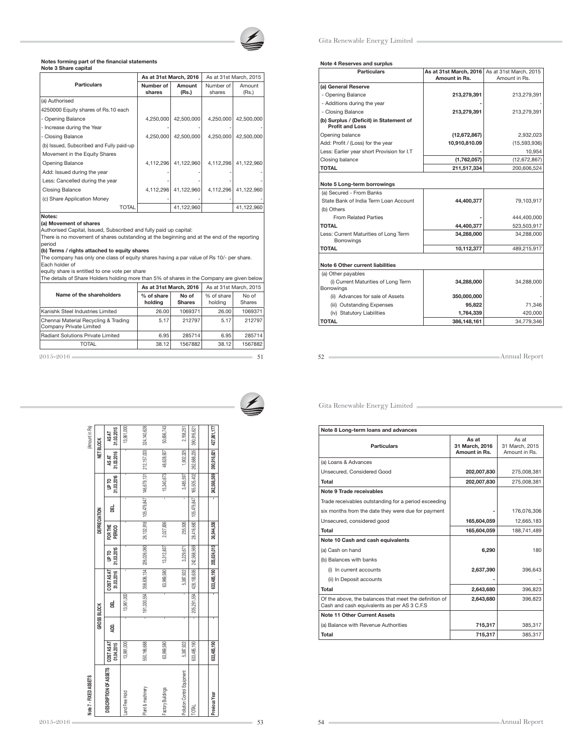## Notes forming part of the financial statements

### Note 3 Share capital

| Particulars | As at 31st March, 2016 | | As at 31st March, 2015 | |
|---|---|---|---|---|
| | Number of shares | Amount (Rs.) | Number of shares | Amount (Rs.) |
| (a) Authorised | | | | |
| 4250000 Equity shares of Rs.10 each | | | | |
| - Opening Balance | 4,250,000 | 42,500,000 | 4,250,000 | 42,500,000 |
| - Increase during the Year | - | - | - | - |
| - Closing Balance | 4,250,000 | 42,500,000 | 4,250,000 | 42,500,000 |
| (b) Issued, Subscribed and Fully paid-up | | | | |
| Movement in the Equity Shares | | | | |
| Opening Balance | 4,112,296 | 41,122,960 | 4,112,296 | 41,122,960 |
| Add: Issued during the year | - | - | - | - |
| Less: Cancelled during the year | - | - | - | - |
| Closing Balance | 4,112,296 | 41,122,960 | 4,112,296 | 41,122,960 |
| (c) Share Application Money | - | - | - | - |
| TOTAL | | 41,122,960 | | 41,122,960 |

**Notes:**

**(a) Movement of shares**

Authorised Capital, Issued, Subscribed and fully paid up capital:

There is no movement of shares outstanding at the beginning and at the end of the reporting period

**(b) Terms / rights attached to equity shares**

The company has only one class of equity shares having a par value of Rs 10/- per share. Each holder of equity share is entitled to one vote per share

The details of Share Holders holding more than 5% of shares in the Company are given below

| Name of the shareholders | As at 31st March, 2016 | | As at 31st March, 2015 | |
|---|---|---|---|---|
| | % of share holding | No of Shares | % of share holding | No of Shares |
| Kanishk Steel Industries Limited | 26.00 | 1069371 | 26.00 | 1069371 |
| Chennai Material Recycling & Trading Company Private Limited | 5.17 | 212797 | 5.17 | 212797 |
| Radiant Solutions Private Limited | 6.95 | 285714 | 6.95 | 285714 |
| TOTAL | 38.12 | 1567882 | 38.12 | 1567882 |

### Note 4 Reserves and surplus

| Particulars | As at 31st March, 2016 Amount in Rs. | As at 31st March, 2015 Amount in Rs. |
|---|---|---|
| **(a) General Reserve** | | |
| - Opening Balance | **213,279,391** | 213,279,391 |
| - Additions during the year | **-** | - |
| - Closing Balance | **213,279,391** | 213,279,391 |
| **(b) Surplus / (Deficit) in Statement of Profit and Loss** | | |
| Opening balance | **(12,672,867)** | 2,932,023 |
| Add: Profit / (Loss) for the year | **10,910,810.09** | (15,593,936) |
| Less: Earlier year short Provision for I.T | **-** | 10,954 |
| Closing balance | **(1,762,057)** | (12,672,867) |
| **TOTAL** | **211,517,334** | 200,606,524 |

### Note 5 Long-term borrowings

| Particulars | As at 31st March, 2016 Amount in Rs. | As at 31st March, 2015 Amount in Rs. |
|---|---|---|
| (a) Secured - From Banks | | |
| State Bank of India Term Loan Account | **44,400,377** | 79,103,917 |
| (b) Others | | |
| From Related Parties | **-** | 444,400,000 |
| **TOTAL** | **44,400,377** | 523,503,917 |
| Less: Current Maturities of Long Term Borrowings | **34,288,000** | 34,288,000 |
| **TOTAL** | **10,112,377** | 489,215,917 |

### Note 6 Other current liabilities

| Particulars | As at 31st March, 2016 Amount in Rs. | As at 31st March, 2015 Amount in Rs. |
|---|---|---|
| (a) Other payables | | |
| (i) Current Maturities of Long Term Borrowings | **34,288,000** | 34,288,000 |
| (ii) Advances for sale of Assets | **350,000,000** | - |
| (iii) Outstanding Expenses | **95,822** | 71,346 |
| (iv) Statutory Liabilities | **1,764,339** | 420,000 |
| **TOTAL** | **386,148,161** | 34,779,346 |

### Note 7 - FIXED ASSETS

(Amount in Rs)

| DESCRIPTION OF ASSETS | GROSS BLOCK | | | | DEPRECIATION | | | | NET BLOCK | |
|---|---|---|---|---|---|---|---|---|---|---|
| | COST AS AT 01.04.2015 | ADD. | DEL. | COST AS AT 31.03.2016 | UP TO 31.03.2015 | FOR THE PERIOD | DEL | UP TO 31.03.2016 | AS AT 31.03.2016 | AS AT 31.03.2015 |
| Land Free Hold | 13,961,000 | | 13,961,000 | - | - | | - | - | | 13,961,000 |
| Plant & machinery | 550,166,688 | - | 191,330,554 | 358,836,134 | 226,026,060 | 26,132,918 | 105,479,847 | 146,679,131 | 212,157,003 | 324,140,628 |
| Factory Buildings | 63,969,580 | - | - | 63,969,580 | 13,312,837 | 2,027,836 | - | 15,340,673 | 48,628,907 | 50,656,743 |
| Pollution Control Equipment | 5,387,922 | - | - | 5,387,922 | 3,229,671 | 255,926 | - | 3,485,597 | 1,902,325 | 2,158,251 |
| TOTAL | 633,485,190 | - | 205,291,554 | 428,193,636 | 242,568,569 | 28,416,680 | 105,479,847 | 165,505,402 | 262,688,235 | 390,916,621 |
| **Previous Year** | **633,485,190** | **-** | **-** | **633,485,190** | **205,624,013** | **36,944,556** | **-** | **242,568,569** | **390,916,621** | **427,861,177** |

### Note 8 Long-term loans and advances

| Particulars | As at 31 March, 2016 Amount in Rs. | As at 31 March, 2015 Amount in Rs. |
|---|---|---|
| (a) Loans & Advances | | |
| Unsecured, Considered Good | **202,007,830** | 275,008,381 |
| **Total** | **202,007,830** | 275,008,381 |
| **Note 9 Trade receivables** | | |
| Trade receivables outstanding for a period exceeding | | |
| six months from the date they were due for payment | **-** | 176,076,306 |
| Unsecured, considered good | **165,604,059** | 12,665,183 |
| **Total** | **165,604,059** | 188,741,489 |
| **Note 10 Cash and cash equivalents** | | |
| (a) Cash on hand | **6,290** | 180 |
| (b) Balances with banks | | |
| (i) In current accounts | **2,637,390** | 396,643 |
| (ii) In Deposit accounts | **-** | - |
| **Total** | **2,643,680** | 396,823 |
| Of the above, the balances that meet the definition of Cash and cash equivalents as per AS 3 C.F.S | **2,643,680** | 396,823 |
| **Note 11 Other Current Assets** | | |
| (a) Balance with Revenue Authorities | **715,317** | 385,317 |
| **Total** | **715,317** | 385,317 |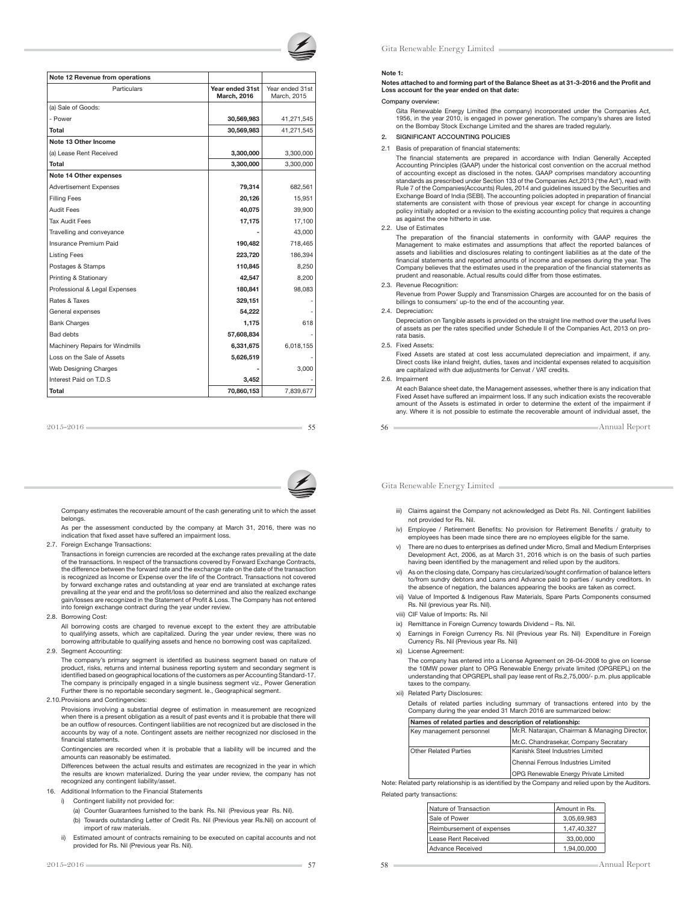| Note 12 Revenue from operations | | |
|---|---|---|
| Particulars | Year ended 31st March, 2016 | Year ended 31st March, 2015 |
| (a) Sale of Goods: | | |
| - Power | **30,569,983** | 41,271,545 |
| **Total** | **30,569,983** | 41,271,545 |
| **Note 13 Other Income** | | |
| (a) Lease Rent Received | **3,300,000** | 3,300,000 |
| **Total** | **3,300,000** | 3,300,000 |
| **Note 14 Other expenses** | | |
| Advertisement Expenses | **79,314** | 682,561 |
| Filling Fees | **20,126** | 15,951 |
| Audit Fees | **40,075** | 39,900 |
| Tax Audit Fees | **17,175** | 17,100 |
| Travelling and conveyance | **-** | 43,000 |
| Insurance Premium Paid | **190,482** | 718,465 |
| Listing Fees | **223,720** | 186,394 |
| Postages & Stamps | **110,845** | 8,250 |
| Printing & Stationary | **42,547** | 8,200 |
| Professional & Legal Expenses | **180,841** | 98,083 |
| Rates & Taxes | **329,151** | - |
| General expenses | **54,222** | - |
| Bank Charges | **1,175** | 618 |
| Bad debts | **57,608,834** | - |
| Machinery Repairs for Windmills | **6,331,675** | 6,018,155 |
| Loss on the Sale of Assets | **5,626,519** | - |
| Web Designing Charges | **-** | 3,000 |
| Interest Paid on T.D.S | **3,452** | - |
| **Total** | **70,860,153** | 7,839,677 |

**Note 1:**

**Notes attached to and forming part of the Balance Sheet as at 31-3-2016 and the Profit and Loss account for the year ended on that date:**

**Company overview:**

Gita Renewable Energy Limited (the company) incorporated under the Companies Act, 1956, in the year 2010, is engaged in power generation. The company's shares are listed on the Bombay Stock Exchange Limited and the shares are traded regularly.

**2. SIGNIFICANT ACCOUNTING POLICIES**

2.1 Basis of preparation of financial statements:

The financial statements are prepared in accordance with Indian Generally Accepted Accounting Principles (GAAP) under the historical cost convention on the accrual method of accounting except as disclosed in the notes. GAAP comprises mandatory accounting standards as prescribed under Section 133 of the Companies Act,2013 ('the Act'), read with Rule 7 of the Companies(Accounts) Rules, 2014 and guidelines issued by the Securities and Exchange Board of India (SEBI). The accounting policies adopted in preparation of financial statements are consistent with those of previous year except for change in accounting policy initially adopted or a revision to the existing accounting policy that requires a change as against the one hitherto in use.

2.2. Use of Estimates

The preparation of the financial statements in conformity with GAAP requires the Management to make estimates and assumptions that affect the reported balances of assets and liabilities and disclosures relating to contingent liabilities as at the date of the financial statements and reported amounts of income and expenses during the year. The Company believes that the estimates used in the preparation of the financial statements as prudent and reasonable. Actual results could differ from those estimates.

2.3. Revenue Recognition:

Revenue from Power Supply and Transmission Charges are accounted for on the basis of billings to consumers' up-to the end of the accounting year.

2.4. Depreciation:

Depreciation on Tangible assets is provided on the straight line method over the useful lives of assets as per the rates specified under Schedule II of the Companies Act, 2013 on pro-rata basis.

2.5. Fixed Assets:

Fixed Assets are stated at cost less accumulated depreciation and impairment, if any. Direct costs like inland freight, duties, taxes and incidental expenses related to acquisition are capitalized with due adjustments for Cenvat / VAT credits.

2.6. Impairment

At each Balance sheet date, the Management assesses, whether there is any indication that Fixed Asset have suffered an impairment loss. If any such indication exists the recoverable amount of the Assets is estimated in order to determine the extent of the impairment if any. Where it is not possible to estimate the recoverable amount of individual asset, the Company estimates the recoverable amount of the cash generating unit to which the asset belongs.

As per the assessment conducted by the company at March 31, 2016, there was no indication that fixed asset have suffered an impairment loss.

2.7. Foreign Exchange Transactions:

Transactions in foreign currencies are recorded at the exchange rates prevailing at the date of the transactions. In respect of the transactions covered by Forward Exchange Contracts, the difference between the forward rate and the exchange rate on the date of the transaction is recognized as Income or Expense over the life of the Contract. Transactions not covered by forward exchange rates and outstanding at year end are translated at exchange rates prevailing at the year end and the profit/loss so determined and also the realized exchange gain/losses are recognized in the Statement of Profit & Loss. The Company has not entered into foreign exchange contract during the year under review.

2.8. Borrowing Cost:

All borrowing costs are charged to revenue except to the extent they are attributable to qualifying assets, which are capitalized. During the year under review, there was no borrowing attributable to qualifying assets and hence no borrowing cost was capitalized.

2.9. Segment Accounting:

The company's primary segment is identified as business segment based on nature of product, risks, returns and internal business reporting system and secondary segment is identified based on geographical locations of the customers as per Accounting Standard-17. The company is principally engaged in a single business segment viz., Power Generation Further there is no reportable secondary segment. Ie., Geographical segment.

2.10. Provisions and Contingencies:

Provisions involving a substantial degree of estimation in measurement are recognized when there is a present obligation as a result of past events and it is probable that there will be an outflow of resources. Contingent liabilities are not recognized but are disclosed in the accounts by way of a note. Contingent assets are neither recognized nor disclosed in the financial statements.

Contingencies are recorded when it is probable that a liability will be incurred and the amounts can reasonably be estimated.

Differences between the actual results and estimates are recognized in the year in which the results are known materialized. During the year under review, the company has not recognized any contingent liability/asset.

16. Additional Information to the Financial Statements

i) Contingent liability not provided for:

(a) Counter Guarantees furnished to the bank Rs. Nil (Previous year Rs. Nil).

(b) Towards outstanding Letter of Credit Rs. Nil (Previous year Rs.Nil) on account of import of raw materials.

ii) Estimated amount of contracts remaining to be executed on capital accounts and not provided for Rs. Nil (Previous year Rs. Nil).

iii) Claims against the Company not acknowledged as Debt Rs. Nil. Contingent liabilities not provided for Rs. Nil.

iv) Employee / Retirement Benefits: No provision for Retirement Benefits / gratuity to employees has been made since there are no employees eligible for the same.

v) There are no dues to enterprises as defined under Micro, Small and Medium Enterprises Development Act, 2006, as at March 31, 2016 which is on the basis of such parties having been identified by the management and relied upon by the auditors.

vi) As on the closing date, Company has circularized/sought confirmation of balance letters to/from sundry debtors and Loans and Advance paid to parties / sundry creditors. In the absence of negation, the balances appearing the books are taken as correct.

vii) Value of Imported & Indigenous Raw Materials, Spare Parts Components consumed Rs. Nil (previous year Rs. Nil).

viii) CIF Value of Imports: Rs. Nil

ix) Remittance in Foreign Currency towards Dividend – Rs. Nil.

x) Earnings in Foreign Currency Rs. Nil (Previous year Rs. Nil) Expenditure in Foreign Currency Rs. Nil (Previous year Rs. Nil)

xi) License Agreement:

The company has entered into a License Agreement on 26-04-2008 to give on license the 10MW power plant to OPG Renewable Energy private limited (OPGREPL) on the understanding that OPGREPL shall pay lease rent of Rs.2,75,000/- p.m. plus applicable taxes to the company.

xii) Related Party Disclosures:

Details of related parties including summary of transactions entered into by the Company during the year ended 31 March 2016 are summarized below:

| Names of related parties and description of relationship: | |
|---|---|
| Key management personnel | Mr.R. Natarajan, Chairman & Managing Director, |
| | Mr.C. Chandrasekar, Company Secratary |
| Other Related Parties | Kanishk Steel Industries Limited |
| | Chennai Ferrous Industries Limited |
| | OPG Renewable Energy Private Limited |

Note: Related party relationship is as identified by the Company and relied upon by the Auditors.

Related party transactions:

| Nature of Transaction | Amount in Rs. |
|---|---|
| Sale of Power | 3,05,69,983 |
| Reimbursement of expenses | 1,47,40,327 |
| Lease Rent Received | 33,00,000 |
| Advance Received | 1,94,00,000 |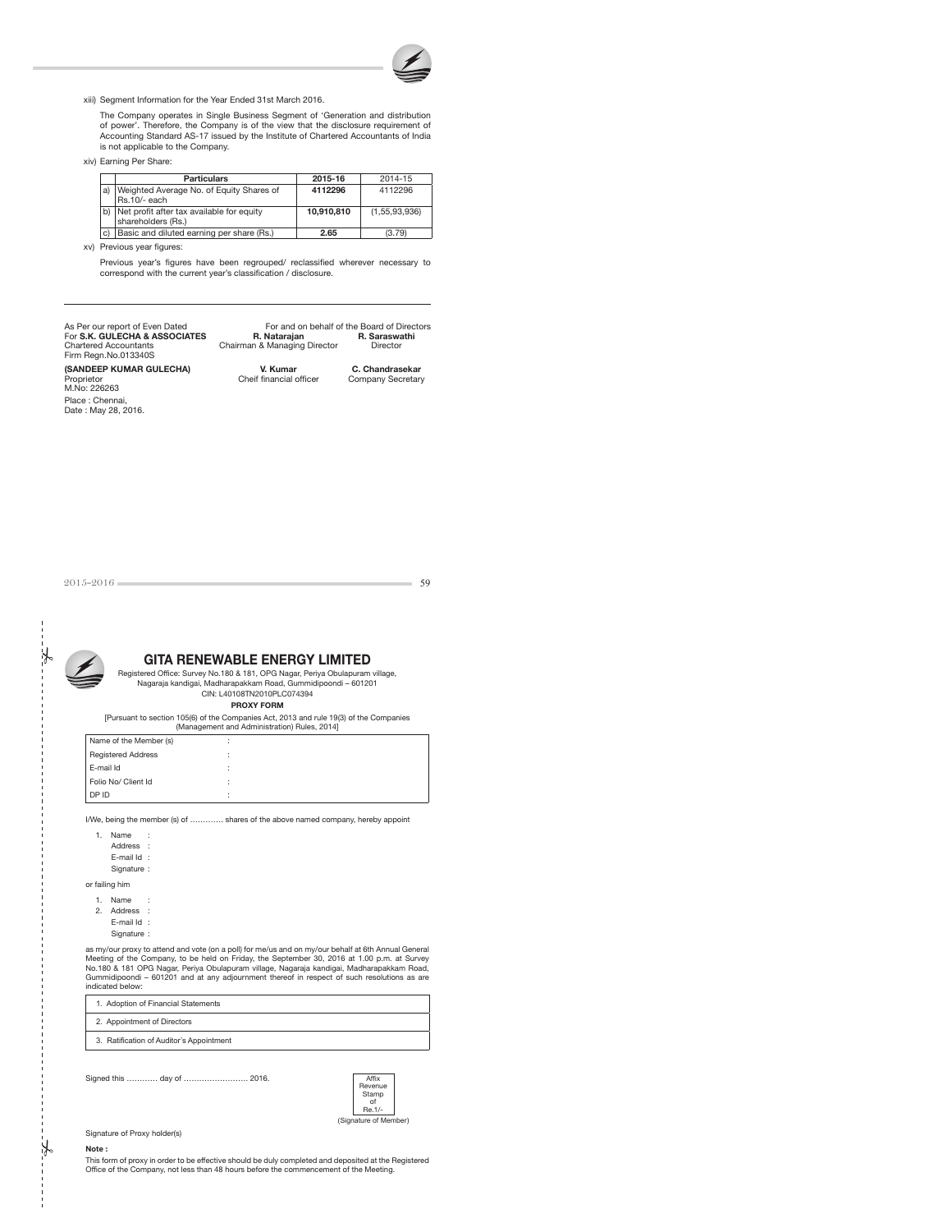xiii) Segment Information for the Year Ended 31st March 2016.

The Company operates in Single Business Segment of 'Generation and distribution of power'. Therefore, the Company is of the view that the disclosure requirement of Accounting Standard AS-17 issued by the Institute of Chartered Accountants of India is not applicable to the Company.

xiv) Earning Per Share:

| | Particulars | 2015-16 | 2014-15 |
|---|---|---|---|
| a) | Weighted Average No. of Equity Shares of Rs.10/- each | **4112296** | 4112296 |
| b) | Net profit after tax available for equity shareholders (Rs.) | **10,910,810** | (1,55,93,936) |
| c) | Basic and diluted earning per share (Rs.) | **2.65** | (3.79) |

xv) Previous year figures:

Previous year's figures have been regrouped/ reclassified wherever necessary to correspond with the current year's classification / disclosure.

As Per our report of Even Dated
For **S.K. GULECHA & ASSOCIATES**
Chartered Accountants
Firm Regn.No.013340S

**(SANDEEP KUMAR GULECHA)**
Proprietor
M.No: 226263

Place : Chennai,
Date : May 28, 2016.

For and on behalf of the Board of Directors

**R. Natarajan**
Chairman & Managing Director

**R. Saraswathi**
Director

**V. Kumar**
Cheif financial officer

**C. Chandrasekar**
Company Secretary

# GITA RENEWABLE ENERGY LIMITED

Registered Office: Survey No.180 & 181, OPG Nagar, Periya Obulapuram village, Nagaraja kandigai, Madharapakkam Road, Gummidipoondi – 601201
CIN: L40108TN2010PLC074394

**PROXY FORM**

[Pursuant to section 105(6) of the Companies Act, 2013 and rule 19(3) of the Companies (Management and Administration) Rules, 2014]

| | |
|---|---|
| Name of the Member (s) | : |
| Registered Address | : |
| E-mail Id | : |
| Folio No/ Client Id | : |
| DP ID | : |

I/We, being the member (s) of …………. shares of the above named company, hereby appoint

1. Name :
   Address :
   E-mail Id :
   Signature :

or failing him

1. Name :
2. Address :
   E-mail Id :
   Signature :

as my/our proxy to attend and vote (on a poll) for me/us and on my/our behalf at 6th Annual General Meeting of the Company, to be held on Friday, the September 30, 2016 at 1.00 p.m. at Survey No.180 & 181 OPG Nagar, Periya Obulapuram village, Nagaraja kandigai, Madharapakkam Road, Gummidipoondi – 601201 and at any adjournment thereof in respect of such resolutions as are indicated below:

| |
|---|
| 1. Adoption of Financial Statements |
| 2. Appointment of Directors |
| 3. Ratification of Auditor's Appointment |

Signed this ………… day of ……………………. 2016.

Affix Revenue Stamp of Re.1/-

(Signature of Member)

Signature of Proxy holder(s)

**Note :**

This form of proxy in order to be effective should be duly completed and deposited at the Registered Office of the Company, not less than 48 hours before the commencement of the Meeting.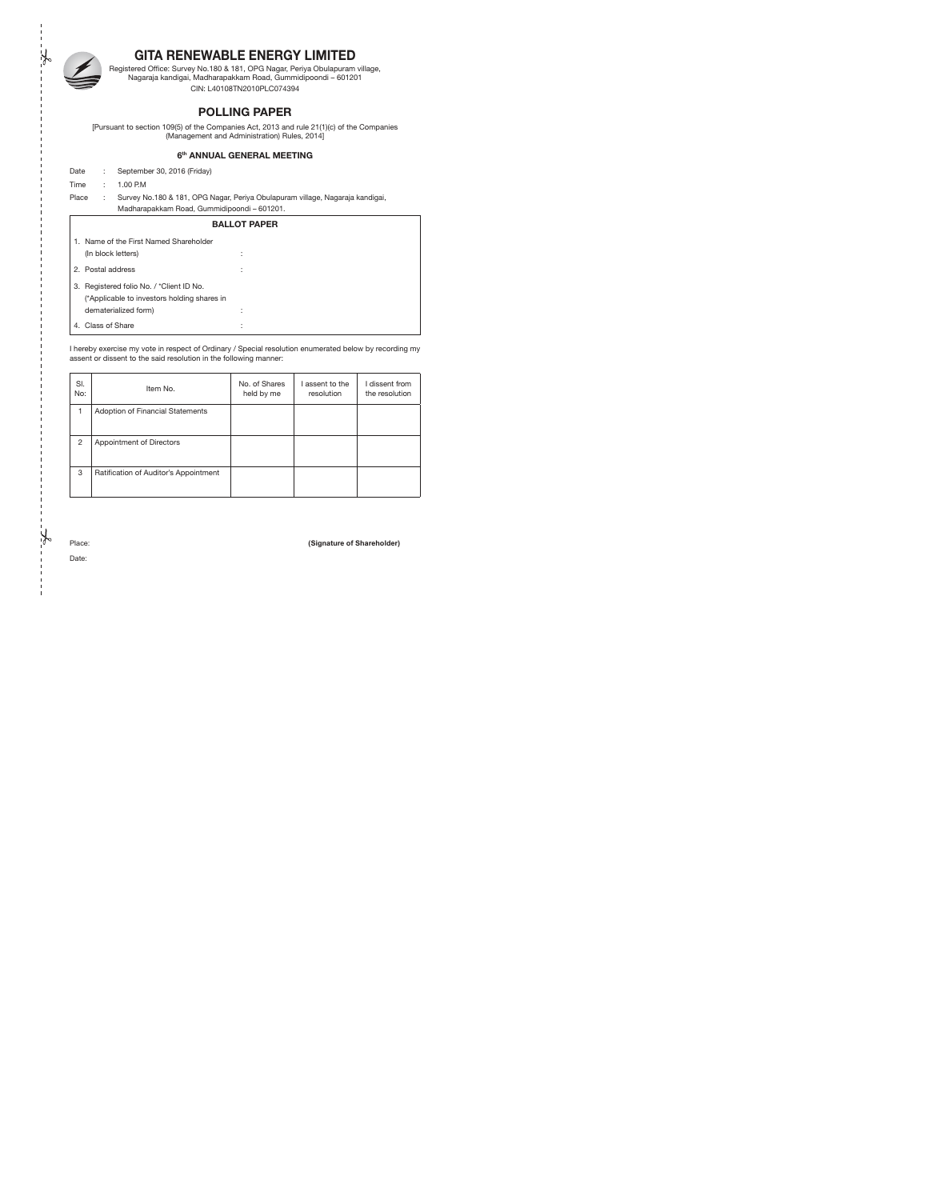# GITA RENEWABLE ENERGY LIMITED

Registered Office: Survey No.180 & 181, OPG Nagar, Periya Obulapuram village, Nagaraja kandigai, Madharapakkam Road, Gummidipoondi – 601201

CIN: L40108TN2010PLC074394

## POLLING PAPER

[Pursuant to section 109(5) of the Companies Act, 2013 and rule 21(1)(c) of the Companies (Management and Administration) Rules, 2014]

### 6th ANNUAL GENERAL MEETING

Date : September 30, 2016 (Friday)

Time : 1.00 P.M

Place : Survey No.180 & 181, OPG Nagar, Periya Obulapuram village, Nagaraja kandigai, Madharapakkam Road, Gummidipoondi – 601201.

| BALLOT PAPER | |
|---|---|
| 1. Name of the First Named Shareholder (In block letters) | : |
| 2. Postal address | : |
| 3. Registered folio No. / *Client ID No. (*Applicable to investors holding shares in dematerialized form) | : |
| 4. Class of Share | : |

I hereby exercise my vote in respect of Ordinary / Special resolution enumerated below by recording my assent or dissent to the said resolution in the following manner:

| Sl. No: | Item No. | No. of Shares held by me | I assent to the resolution | I dissent from the resolution |
|---|---|---|---|---|
| 1 | Adoption of Financial Statements | | | |
| 2 | Appointment of Directors | | | |
| 3 | Ratification of Auditor's Appointment | | | |

Place:

Date:

**(Signature of Shareholder)**